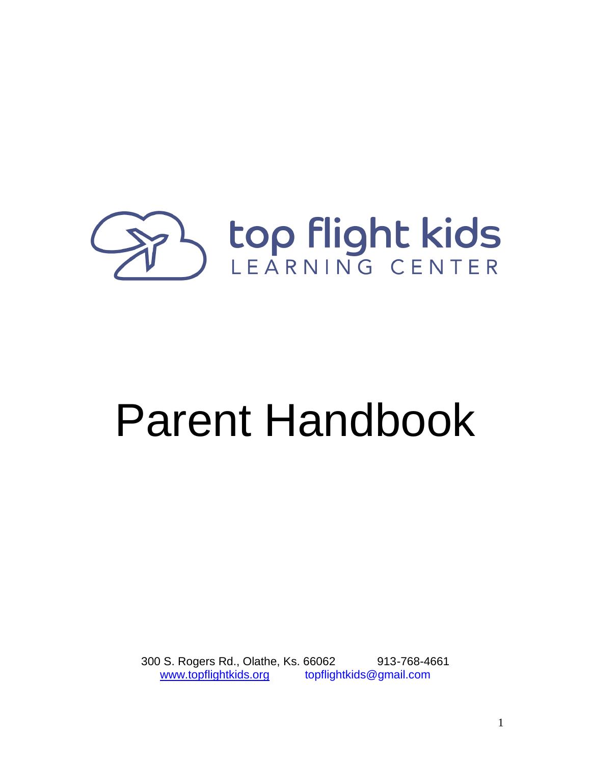top flight kids
LEARNING CENTER

# Parent Handbook

300 S. Rogers Rd., Olathe, Ks. 66062 913-768-4661
www.topflightkids.org topflightkids@gmail.com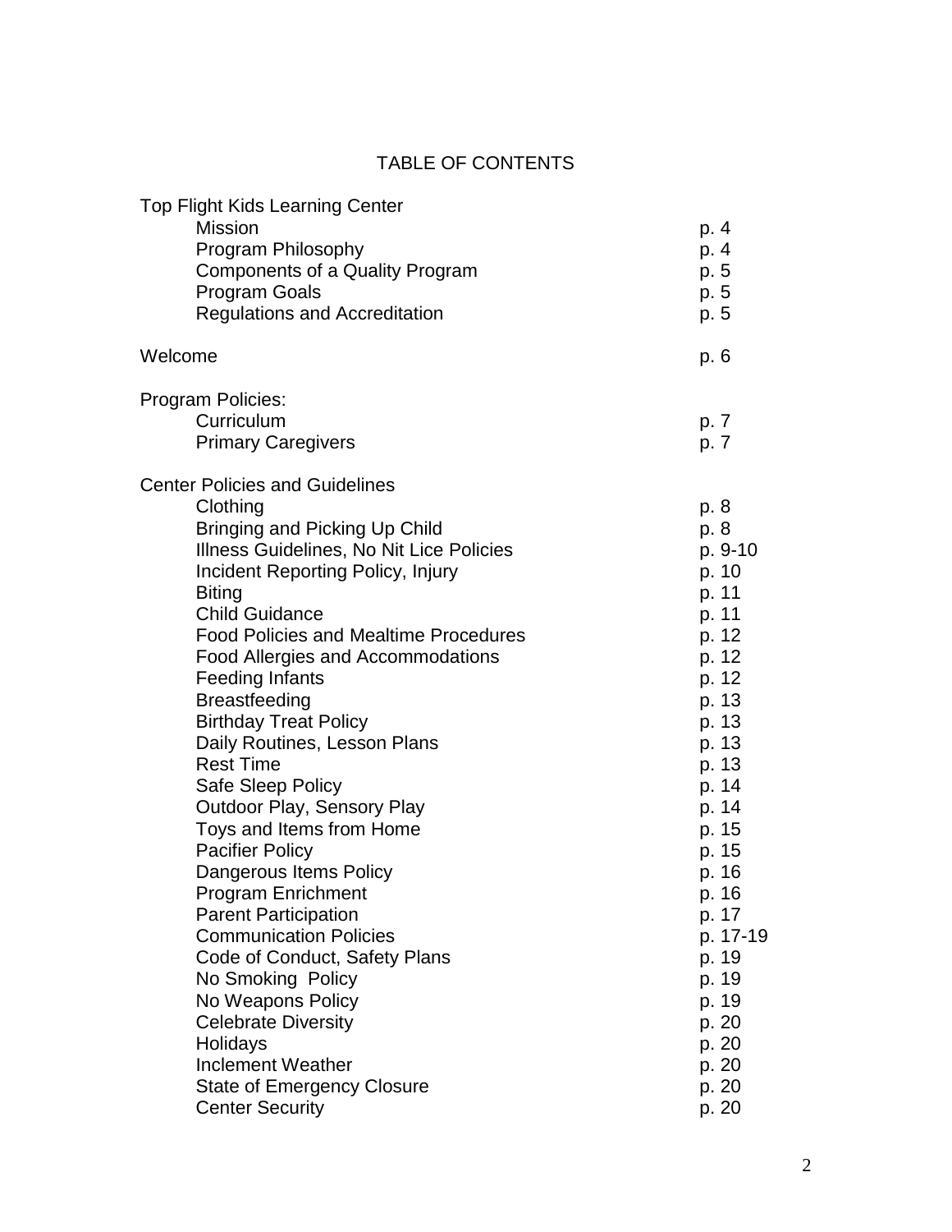# TABLE OF CONTENTS

| | |
|---|---|
| **Top Flight Kids Learning Center** | |
| Mission | p. 4 |
| Program Philosophy | p. 4 |
| Components of a Quality Program | p. 5 |
| Program Goals | p. 5 |
| Regulations and Accreditation | p. 5 |
| | |
| **Welcome** | p. 6 |
| | |
| **Program Policies:** | |
| Curriculum | p. 7 |
| Primary Caregivers | p. 7 |
| | |
| **Center Policies and Guidelines** | |
| Clothing | p. 8 |
| Bringing and Picking Up Child | p. 8 |
| Illness Guidelines, No Nit Lice Policies | p. 9-10 |
| Incident Reporting Policy, Injury | p. 10 |
| Biting | p. 11 |
| Child Guidance | p. 11 |
| Food Policies and Mealtime Procedures | p. 12 |
| Food Allergies and Accommodations | p. 12 |
| Feeding Infants | p. 12 |
| Breastfeeding | p. 13 |
| Birthday Treat Policy | p. 13 |
| Daily Routines, Lesson Plans | p. 13 |
| Rest Time | p. 13 |
| Safe Sleep Policy | p. 14 |
| Outdoor Play, Sensory Play | p. 14 |
| Toys and Items from Home | p. 15 |
| Pacifier Policy | p. 15 |
| Dangerous Items Policy | p. 16 |
| Program Enrichment | p. 16 |
| Parent Participation | p. 17 |
| Communication Policies | p. 17-19 |
| Code of Conduct, Safety Plans | p. 19 |
| No Smoking Policy | p. 19 |
| No Weapons Policy | p. 19 |
| Celebrate Diversity | p. 20 |
| Holidays | p. 20 |
| Inclement Weather | p. 20 |
| State of Emergency Closure | p. 20 |
| Center Security | p. 20 |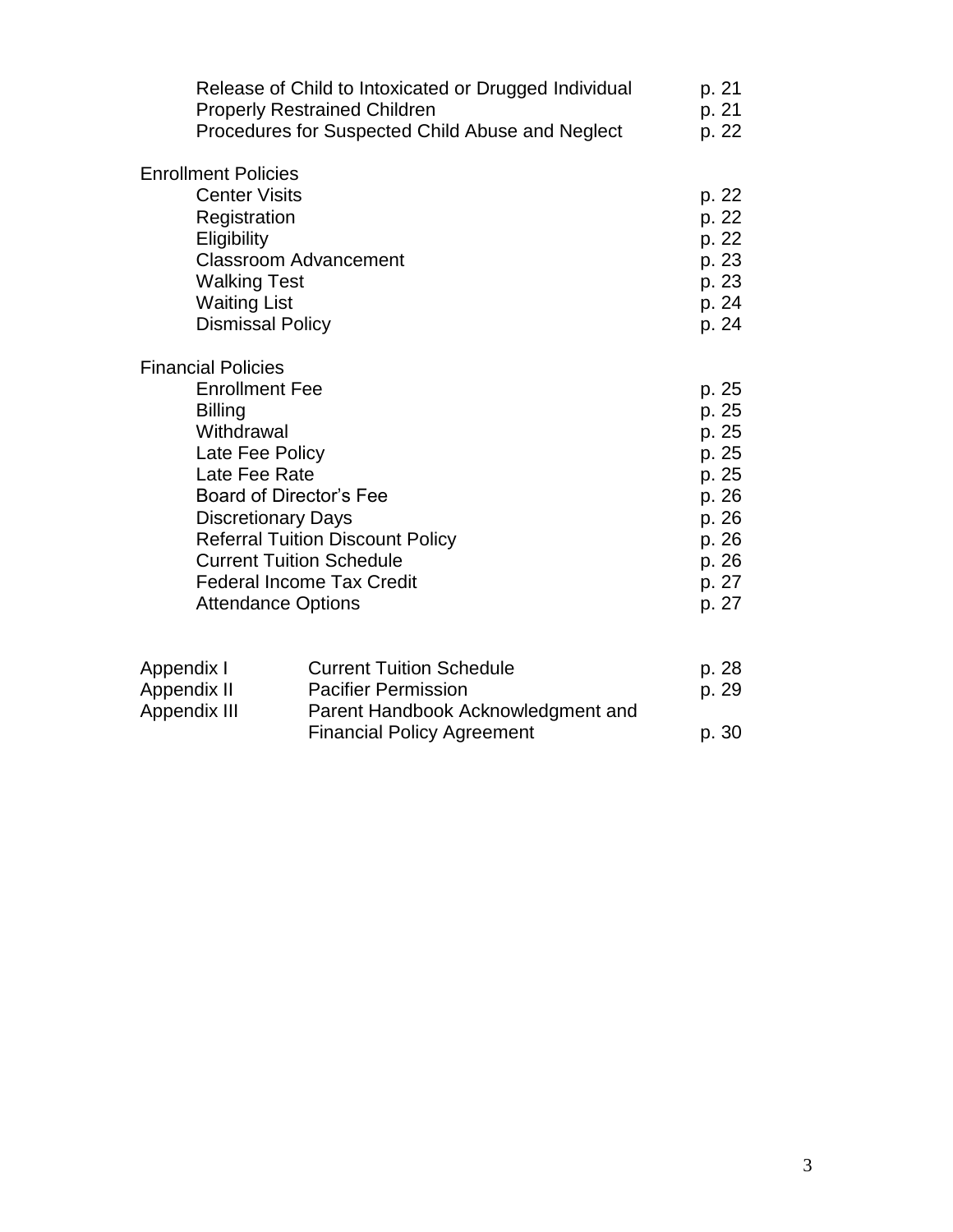| | |
|---|---|
| Release of Child to Intoxicated or Drugged Individual | p. 21 |
| Properly Restrained Children | p. 21 |
| Procedures for Suspected Child Abuse and Neglect | p. 22 |

**Enrollment Policies**

| | |
|---|---|
| Center Visits | p. 22 |
| Registration | p. 22 |
| Eligibility | p. 22 |
| Classroom Advancement | p. 23 |
| Walking Test | p. 23 |
| Waiting List | p. 24 |
| Dismissal Policy | p. 24 |

**Financial Policies**

| | |
|---|---|
| Enrollment Fee | p. 25 |
| Billing | p. 25 |
| Withdrawal | p. 25 |
| Late Fee Policy | p. 25 |
| Late Fee Rate | p. 25 |
| Board of Director's Fee | p. 26 |
| Discretionary Days | p. 26 |
| Referral Tuition Discount Policy | p. 26 |
| Current Tuition Schedule | p. 26 |
| Federal Income Tax Credit | p. 27 |
| Attendance Options | p. 27 |

| | | |
|---|---|---|
| Appendix I | Current Tuition Schedule | p. 28 |
| Appendix II | Pacifier Permission | p. 29 |
| Appendix III | Parent Handbook Acknowledgment and Financial Policy Agreement | p. 30 |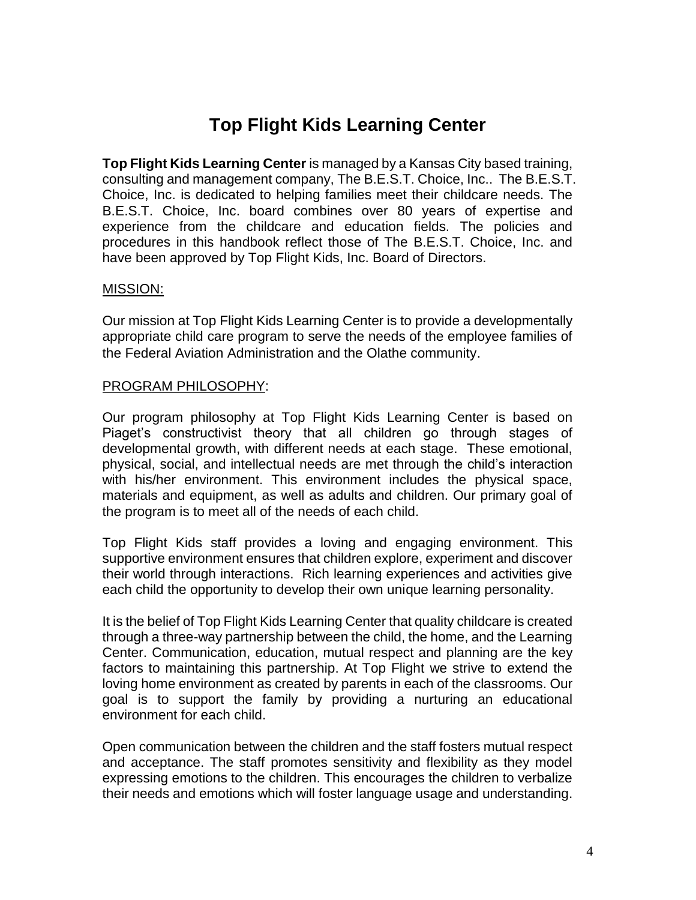# Top Flight Kids Learning Center

**Top Flight Kids Learning Center** is managed by a Kansas City based training, consulting and management company, The B.E.S.T. Choice, Inc.. The B.E.S.T. Choice, Inc. is dedicated to helping families meet their childcare needs. The B.E.S.T. Choice, Inc. board combines over 80 years of expertise and experience from the childcare and education fields. The policies and procedures in this handbook reflect those of The B.E.S.T. Choice, Inc. and have been approved by Top Flight Kids, Inc. Board of Directors.

## MISSION:

Our mission at Top Flight Kids Learning Center is to provide a developmentally appropriate child care program to serve the needs of the employee families of the Federal Aviation Administration and the Olathe community.

## PROGRAM PHILOSOPHY:

Our program philosophy at Top Flight Kids Learning Center is based on Piaget's constructivist theory that all children go through stages of developmental growth, with different needs at each stage. These emotional, physical, social, and intellectual needs are met through the child's interaction with his/her environment. This environment includes the physical space, materials and equipment, as well as adults and children. Our primary goal of the program is to meet all of the needs of each child.

Top Flight Kids staff provides a loving and engaging environment. This supportive environment ensures that children explore, experiment and discover their world through interactions. Rich learning experiences and activities give each child the opportunity to develop their own unique learning personality.

It is the belief of Top Flight Kids Learning Center that quality childcare is created through a three-way partnership between the child, the home, and the Learning Center. Communication, education, mutual respect and planning are the key factors to maintaining this partnership. At Top Flight we strive to extend the loving home environment as created by parents in each of the classrooms. Our goal is to support the family by providing a nurturing an educational environment for each child.

Open communication between the children and the staff fosters mutual respect and acceptance. The staff promotes sensitivity and flexibility as they model expressing emotions to the children. This encourages the children to verbalize their needs and emotions which will foster language usage and understanding.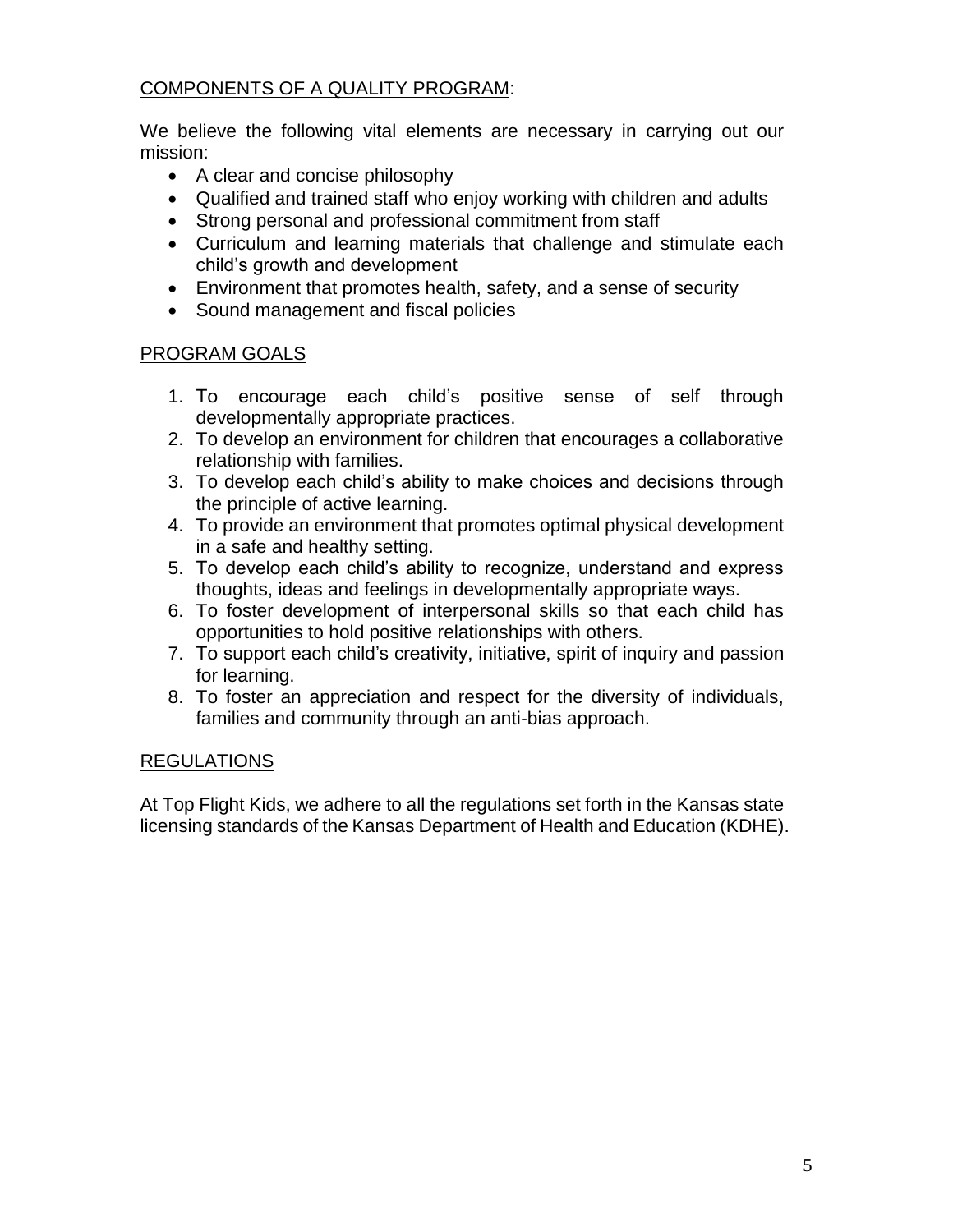## COMPONENTS OF A QUALITY PROGRAM:

We believe the following vital elements are necessary in carrying out our mission:

- A clear and concise philosophy
- Qualified and trained staff who enjoy working with children and adults
- Strong personal and professional commitment from staff
- Curriculum and learning materials that challenge and stimulate each child's growth and development
- Environment that promotes health, safety, and a sense of security
- Sound management and fiscal policies

## PROGRAM GOALS

1. To encourage each child's positive sense of self through developmentally appropriate practices.
2. To develop an environment for children that encourages a collaborative relationship with families.
3. To develop each child's ability to make choices and decisions through the principle of active learning.
4. To provide an environment that promotes optimal physical development in a safe and healthy setting.
5. To develop each child's ability to recognize, understand and express thoughts, ideas and feelings in developmentally appropriate ways.
6. To foster development of interpersonal skills so that each child has opportunities to hold positive relationships with others.
7. To support each child's creativity, initiative, spirit of inquiry and passion for learning.
8. To foster an appreciation and respect for the diversity of individuals, families and community through an anti-bias approach.

## REGULATIONS

At Top Flight Kids, we adhere to all the regulations set forth in the Kansas state licensing standards of the Kansas Department of Health and Education (KDHE).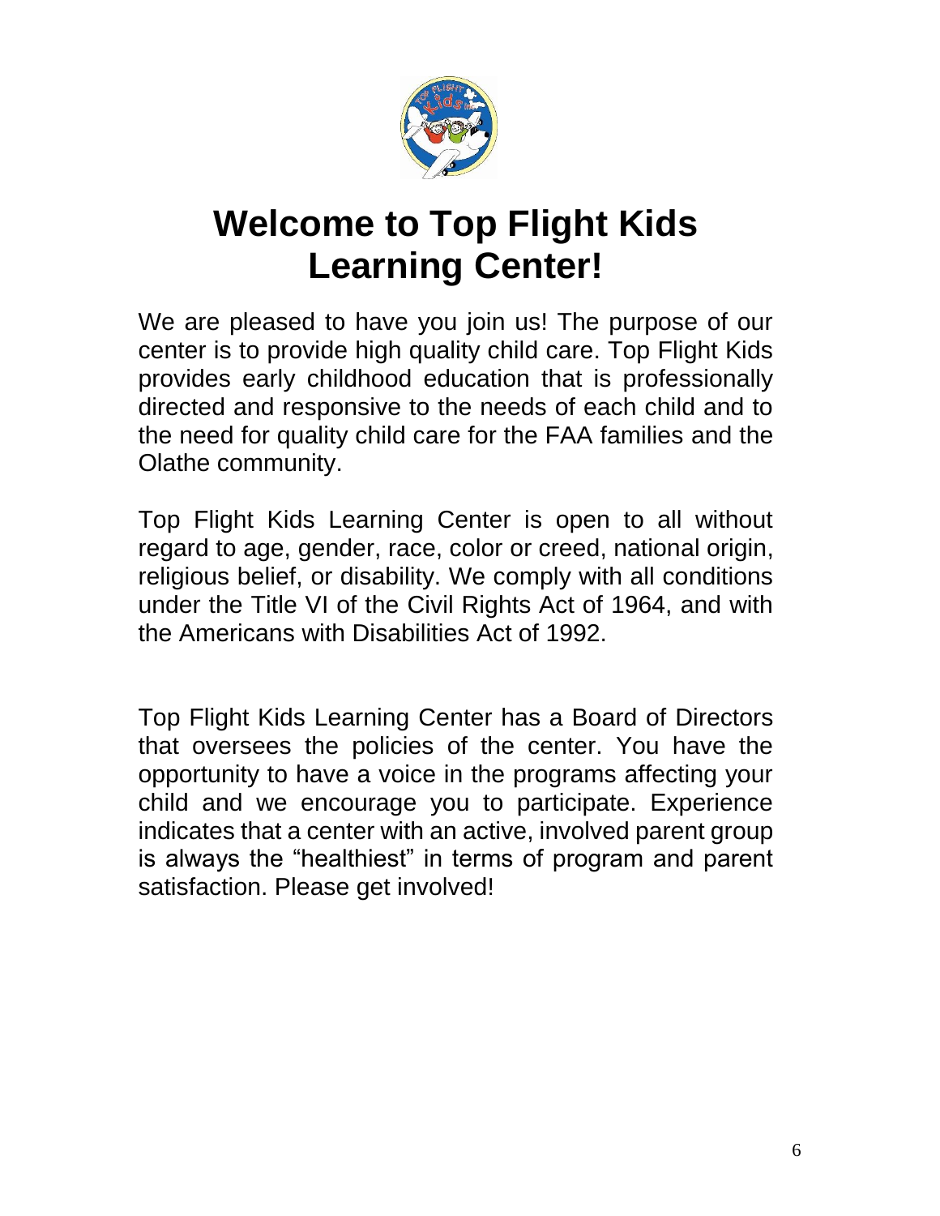# Welcome to Top Flight Kids Learning Center!

We are pleased to have you join us! The purpose of our center is to provide high quality child care. Top Flight Kids provides early childhood education that is professionally directed and responsive to the needs of each child and to the need for quality child care for the FAA families and the Olathe community.

Top Flight Kids Learning Center is open to all without regard to age, gender, race, color or creed, national origin, religious belief, or disability. We comply with all conditions under the Title VI of the Civil Rights Act of 1964, and with the Americans with Disabilities Act of 1992.

Top Flight Kids Learning Center has a Board of Directors that oversees the policies of the center. You have the opportunity to have a voice in the programs affecting your child and we encourage you to participate. Experience indicates that a center with an active, involved parent group is always the "healthiest" in terms of program and parent satisfaction. Please get involved!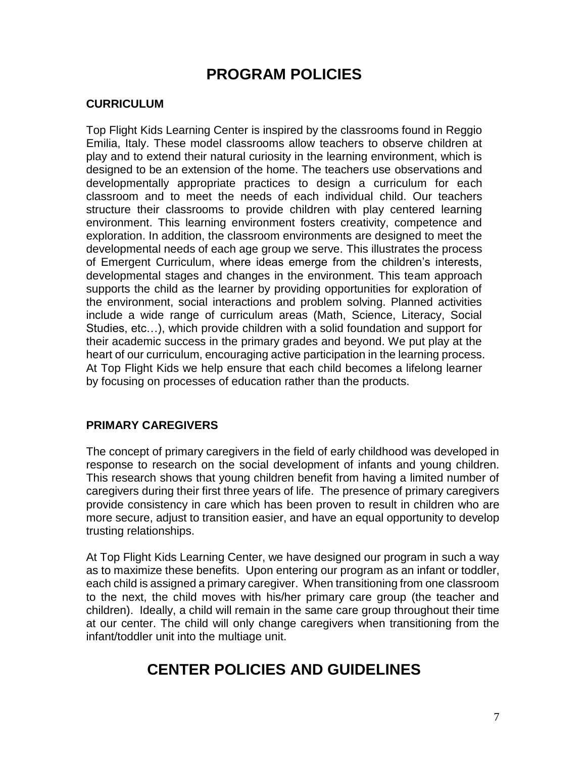# PROGRAM POLICIES

## CURRICULUM

Top Flight Kids Learning Center is inspired by the classrooms found in Reggio Emilia, Italy. These model classrooms allow teachers to observe children at play and to extend their natural curiosity in the learning environment, which is designed to be an extension of the home. The teachers use observations and developmentally appropriate practices to design a curriculum for each classroom and to meet the needs of each individual child. Our teachers structure their classrooms to provide children with play centered learning environment. This learning environment fosters creativity, competence and exploration. In addition, the classroom environments are designed to meet the developmental needs of each age group we serve. This illustrates the process of Emergent Curriculum, where ideas emerge from the children's interests, developmental stages and changes in the environment. This team approach supports the child as the learner by providing opportunities for exploration of the environment, social interactions and problem solving. Planned activities include a wide range of curriculum areas (Math, Science, Literacy, Social Studies, etc…), which provide children with a solid foundation and support for their academic success in the primary grades and beyond. We put play at the heart of our curriculum, encouraging active participation in the learning process. At Top Flight Kids we help ensure that each child becomes a lifelong learner by focusing on processes of education rather than the products.

## PRIMARY CAREGIVERS

The concept of primary caregivers in the field of early childhood was developed in response to research on the social development of infants and young children. This research shows that young children benefit from having a limited number of caregivers during their first three years of life. The presence of primary caregivers provide consistency in care which has been proven to result in children who are more secure, adjust to transition easier, and have an equal opportunity to develop trusting relationships.

At Top Flight Kids Learning Center, we have designed our program in such a way as to maximize these benefits. Upon entering our program as an infant or toddler, each child is assigned a primary caregiver. When transitioning from one classroom to the next, the child moves with his/her primary care group (the teacher and children). Ideally, a child will remain in the same care group throughout their time at our center. The child will only change caregivers when transitioning from the infant/toddler unit into the multiage unit.

# CENTER POLICIES AND GUIDELINES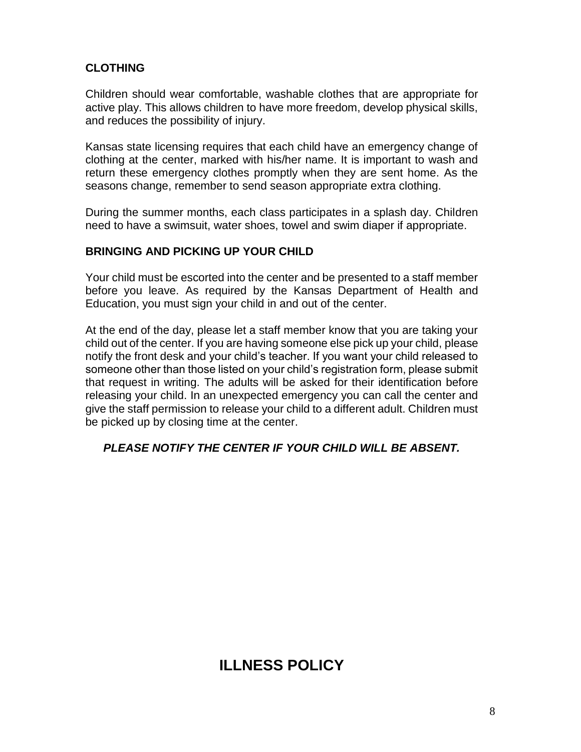### CLOTHING

Children should wear comfortable, washable clothes that are appropriate for active play. This allows children to have more freedom, develop physical skills, and reduces the possibility of injury.

Kansas state licensing requires that each child have an emergency change of clothing at the center, marked with his/her name. It is important to wash and return these emergency clothes promptly when they are sent home. As the seasons change, remember to send season appropriate extra clothing.

During the summer months, each class participates in a splash day. Children need to have a swimsuit, water shoes, towel and swim diaper if appropriate.

### BRINGING AND PICKING UP YOUR CHILD

Your child must be escorted into the center and be presented to a staff member before you leave. As required by the Kansas Department of Health and Education, you must sign your child in and out of the center.

At the end of the day, please let a staff member know that you are taking your child out of the center. If you are having someone else pick up your child, please notify the front desk and your child's teacher. If you want your child released to someone other than those listed on your child's registration form, please submit that request in writing. The adults will be asked for their identification before releasing your child. In an unexpected emergency you can call the center and give the staff permission to release your child to a different adult. Children must be picked up by closing time at the center.

***PLEASE NOTIFY THE CENTER IF YOUR CHILD WILL BE ABSENT.***

## ILLNESS POLICY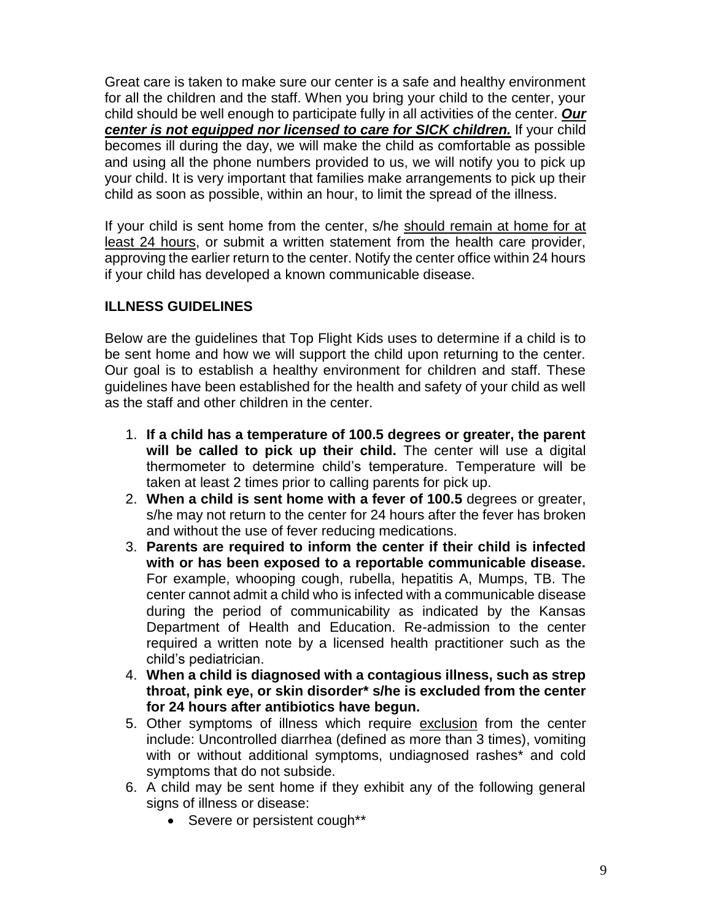Great care is taken to make sure our center is a safe and healthy environment for all the children and the staff. When you bring your child to the center, your child should be well enough to participate fully in all activities of the center. ***Our center is not equipped nor licensed to care for SICK children.*** If your child becomes ill during the day, we will make the child as comfortable as possible and using all the phone numbers provided to us, we will notify you to pick up your child. It is very important that families make arrangements to pick up their child as soon as possible, within an hour, to limit the spread of the illness.

If your child is sent home from the center, s/he should remain at home for at least 24 hours, or submit a written statement from the health care provider, approving the earlier return to the center. Notify the center office within 24 hours if your child has developed a known communicable disease.

## ILLNESS GUIDELINES

Below are the guidelines that Top Flight Kids uses to determine if a child is to be sent home and how we will support the child upon returning to the center. Our goal is to establish a healthy environment for children and staff. These guidelines have been established for the health and safety of your child as well as the staff and other children in the center.

1. **If a child has a temperature of 100.5 degrees or greater, the parent will be called to pick up their child.** The center will use a digital thermometer to determine child's temperature. Temperature will be taken at least 2 times prior to calling parents for pick up.
2. **When a child is sent home with a fever of 100.5** degrees or greater, s/he may not return to the center for 24 hours after the fever has broken and without the use of fever reducing medications.
3. **Parents are required to inform the center if their child is infected with or has been exposed to a reportable communicable disease.** For example, whooping cough, rubella, hepatitis A, Mumps, TB. The center cannot admit a child who is infected with a communicable disease during the period of communicability as indicated by the Kansas Department of Health and Education. Re-admission to the center required a written note by a licensed health practitioner such as the child's pediatrician.
4. **When a child is diagnosed with a contagious illness, such as strep throat, pink eye, or skin disorder* s/he is excluded from the center for 24 hours after antibiotics have begun.**
5. Other symptoms of illness which require exclusion from the center include: Uncontrolled diarrhea (defined as more than 3 times), vomiting with or without additional symptoms, undiagnosed rashes* and cold symptoms that do not subside.
6. A child may be sent home if they exhibit any of the following general signs of illness or disease:
   - Severe or persistent cough**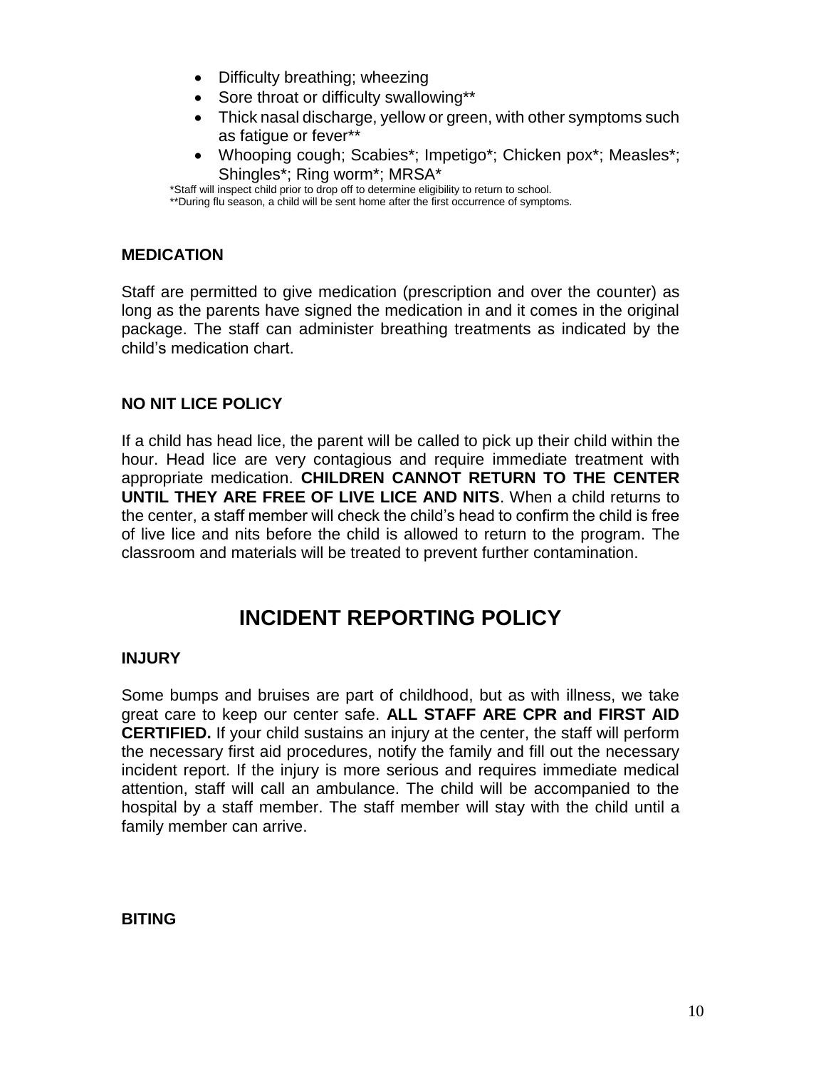- Difficulty breathing; wheezing
- Sore throat or difficulty swallowing**
- Thick nasal discharge, yellow or green, with other symptoms such as fatigue or fever**
- Whooping cough; Scabies*; Impetigo*; Chicken pox*; Measles*; Shingles*; Ring worm*; MRSA*

*Staff will inspect child prior to drop off to determine eligibility to return to school.
**During flu season, a child will be sent home after the first occurrence of symptoms.

### MEDICATION

Staff are permitted to give medication (prescription and over the counter) as long as the parents have signed the medication in and it comes in the original package. The staff can administer breathing treatments as indicated by the child's medication chart.

### NO NIT LICE POLICY

If a child has head lice, the parent will be called to pick up their child within the hour. Head lice are very contagious and require immediate treatment with appropriate medication. **CHILDREN CANNOT RETURN TO THE CENTER UNTIL THEY ARE FREE OF LIVE LICE AND NITS**. When a child returns to the center, a staff member will check the child's head to confirm the child is free of live lice and nits before the child is allowed to return to the program. The classroom and materials will be treated to prevent further contamination.

## INCIDENT REPORTING POLICY

### INJURY

Some bumps and bruises are part of childhood, but as with illness, we take great care to keep our center safe. **ALL STAFF ARE CPR and FIRST AID CERTIFIED.** If your child sustains an injury at the center, the staff will perform the necessary first aid procedures, notify the family and fill out the necessary incident report. If the injury is more serious and requires immediate medical attention, staff will call an ambulance. The child will be accompanied to the hospital by a staff member. The staff member will stay with the child until a family member can arrive.

### BITING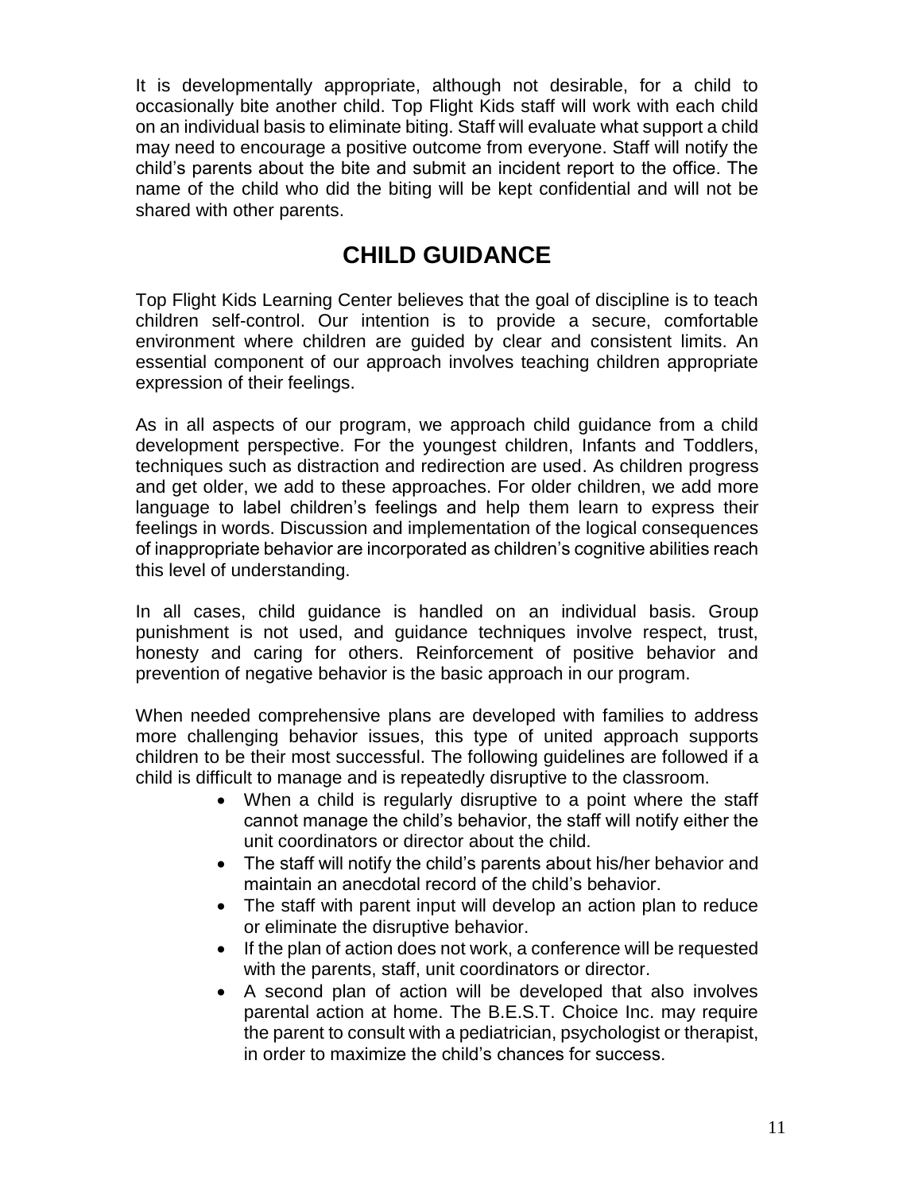It is developmentally appropriate, although not desirable, for a child to occasionally bite another child. Top Flight Kids staff will work with each child on an individual basis to eliminate biting. Staff will evaluate what support a child may need to encourage a positive outcome from everyone. Staff will notify the child's parents about the bite and submit an incident report to the office. The name of the child who did the biting will be kept confidential and will not be shared with other parents.

# CHILD GUIDANCE

Top Flight Kids Learning Center believes that the goal of discipline is to teach children self-control. Our intention is to provide a secure, comfortable environment where children are guided by clear and consistent limits. An essential component of our approach involves teaching children appropriate expression of their feelings.

As in all aspects of our program, we approach child guidance from a child development perspective. For the youngest children, Infants and Toddlers, techniques such as distraction and redirection are used. As children progress and get older, we add to these approaches. For older children, we add more language to label children's feelings and help them learn to express their feelings in words. Discussion and implementation of the logical consequences of inappropriate behavior are incorporated as children's cognitive abilities reach this level of understanding.

In all cases, child guidance is handled on an individual basis. Group punishment is not used, and guidance techniques involve respect, trust, honesty and caring for others. Reinforcement of positive behavior and prevention of negative behavior is the basic approach in our program.

When needed comprehensive plans are developed with families to address more challenging behavior issues, this type of united approach supports children to be their most successful. The following guidelines are followed if a child is difficult to manage and is repeatedly disruptive to the classroom.

- When a child is regularly disruptive to a point where the staff cannot manage the child's behavior, the staff will notify either the unit coordinators or director about the child.
- The staff will notify the child's parents about his/her behavior and maintain an anecdotal record of the child's behavior.
- The staff with parent input will develop an action plan to reduce or eliminate the disruptive behavior.
- If the plan of action does not work, a conference will be requested with the parents, staff, unit coordinators or director.
- A second plan of action will be developed that also involves parental action at home. The B.E.S.T. Choice Inc. may require the parent to consult with a pediatrician, psychologist or therapist, in order to maximize the child's chances for success.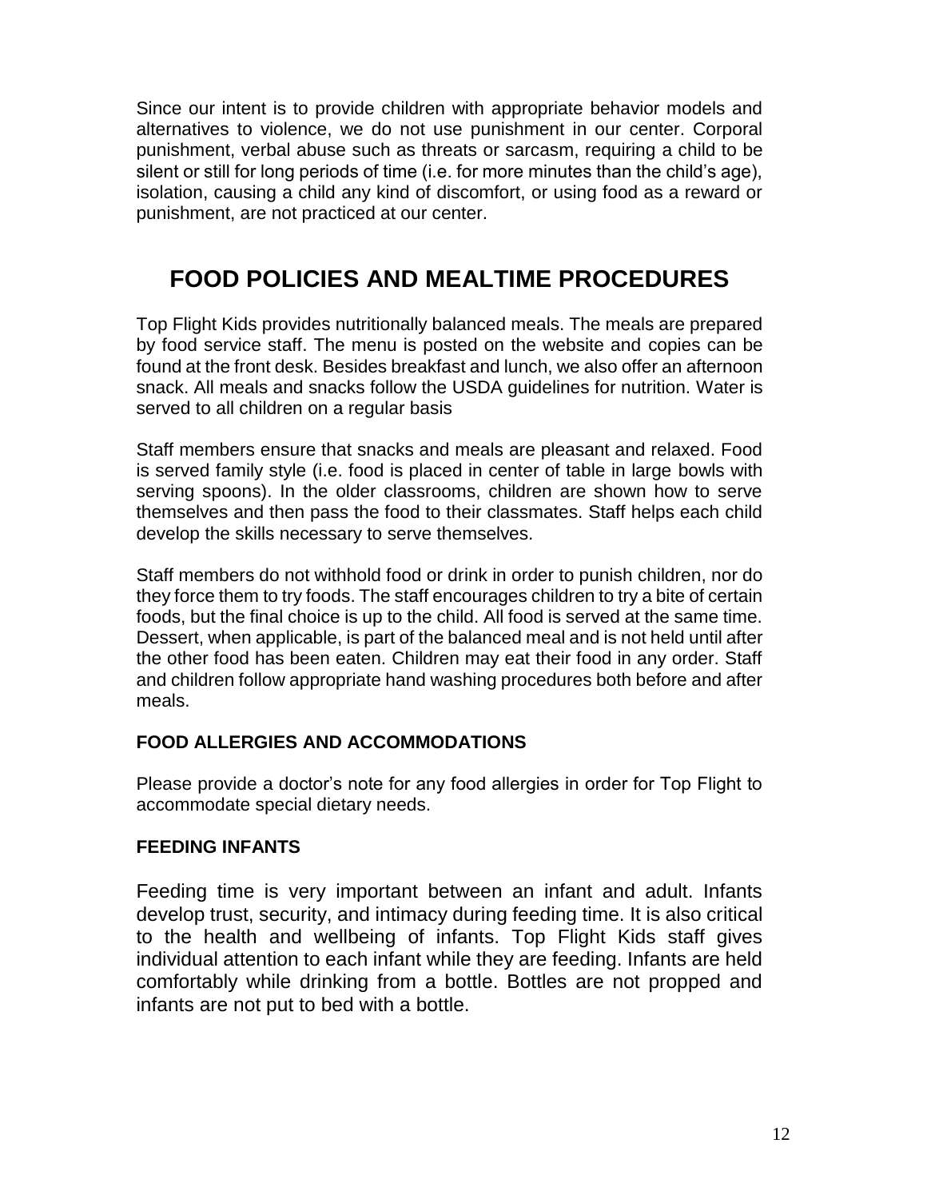Since our intent is to provide children with appropriate behavior models and alternatives to violence, we do not use punishment in our center. Corporal punishment, verbal abuse such as threats or sarcasm, requiring a child to be silent or still for long periods of time (i.e. for more minutes than the child's age), isolation, causing a child any kind of discomfort, or using food as a reward or punishment, are not practiced at our center.

# FOOD POLICIES AND MEALTIME PROCEDURES

Top Flight Kids provides nutritionally balanced meals. The meals are prepared by food service staff. The menu is posted on the website and copies can be found at the front desk. Besides breakfast and lunch, we also offer an afternoon snack. All meals and snacks follow the USDA guidelines for nutrition. Water is served to all children on a regular basis

Staff members ensure that snacks and meals are pleasant and relaxed. Food is served family style (i.e. food is placed in center of table in large bowls with serving spoons). In the older classrooms, children are shown how to serve themselves and then pass the food to their classmates. Staff helps each child develop the skills necessary to serve themselves.

Staff members do not withhold food or drink in order to punish children, nor do they force them to try foods. The staff encourages children to try a bite of certain foods, but the final choice is up to the child. All food is served at the same time. Dessert, when applicable, is part of the balanced meal and is not held until after the other food has been eaten. Children may eat their food in any order. Staff and children follow appropriate hand washing procedures both before and after meals.

### FOOD ALLERGIES AND ACCOMMODATIONS

Please provide a doctor's note for any food allergies in order for Top Flight to accommodate special dietary needs.

### FEEDING INFANTS

Feeding time is very important between an infant and adult. Infants develop trust, security, and intimacy during feeding time. It is also critical to the health and wellbeing of infants. Top Flight Kids staff gives individual attention to each infant while they are feeding. Infants are held comfortably while drinking from a bottle. Bottles are not propped and infants are not put to bed with a bottle.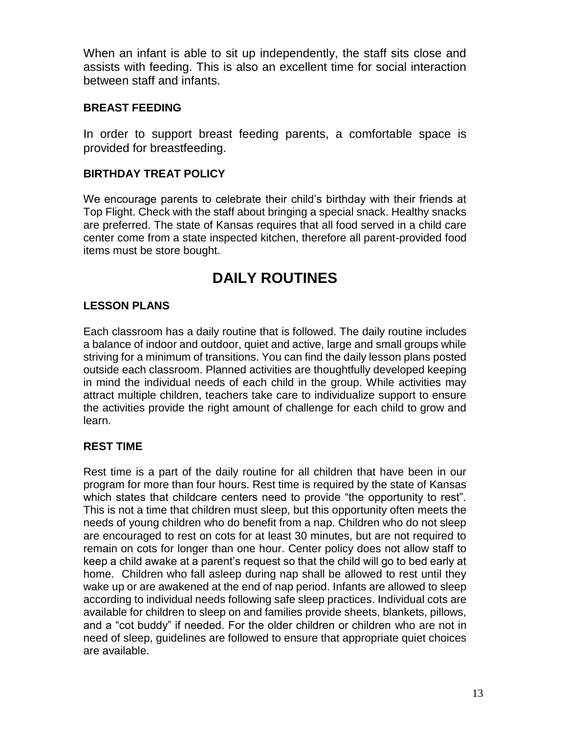When an infant is able to sit up independently, the staff sits close and assists with feeding. This is also an excellent time for social interaction between staff and infants.

### BREAST FEEDING

In order to support breast feeding parents, a comfortable space is provided for breastfeeding.

### BIRTHDAY TREAT POLICY

We encourage parents to celebrate their child's birthday with their friends at Top Flight. Check with the staff about bringing a special snack. Healthy snacks are preferred. The state of Kansas requires that all food served in a child care center come from a state inspected kitchen, therefore all parent-provided food items must be store bought.

## DAILY ROUTINES

### LESSON PLANS

Each classroom has a daily routine that is followed. The daily routine includes a balance of indoor and outdoor, quiet and active, large and small groups while striving for a minimum of transitions. You can find the daily lesson plans posted outside each classroom. Planned activities are thoughtfully developed keeping in mind the individual needs of each child in the group. While activities may attract multiple children, teachers take care to individualize support to ensure the activities provide the right amount of challenge for each child to grow and learn.

### REST TIME

Rest time is a part of the daily routine for all children that have been in our program for more than four hours. Rest time is required by the state of Kansas which states that childcare centers need to provide "the opportunity to rest". This is not a time that children must sleep, but this opportunity often meets the needs of young children who do benefit from a nap. Children who do not sleep are encouraged to rest on cots for at least 30 minutes, but are not required to remain on cots for longer than one hour. Center policy does not allow staff to keep a child awake at a parent's request so that the child will go to bed early at home. Children who fall asleep during nap shall be allowed to rest until they wake up or are awakened at the end of nap period. Infants are allowed to sleep according to individual needs following safe sleep practices. Individual cots are available for children to sleep on and families provide sheets, blankets, pillows, and a "cot buddy" if needed. For the older children or children who are not in need of sleep, guidelines are followed to ensure that appropriate quiet choices are available.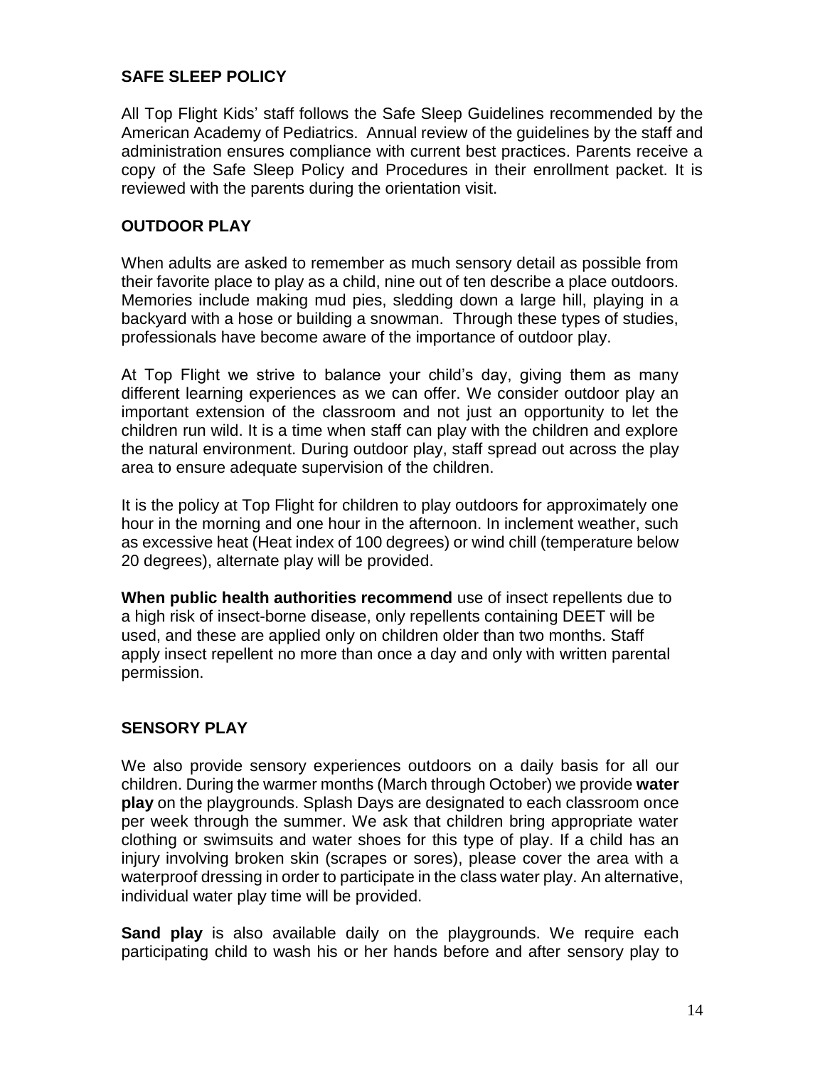## SAFE SLEEP POLICY

All Top Flight Kids' staff follows the Safe Sleep Guidelines recommended by the American Academy of Pediatrics. Annual review of the guidelines by the staff and administration ensures compliance with current best practices. Parents receive a copy of the Safe Sleep Policy and Procedures in their enrollment packet. It is reviewed with the parents during the orientation visit.

## OUTDOOR PLAY

When adults are asked to remember as much sensory detail as possible from their favorite place to play as a child, nine out of ten describe a place outdoors. Memories include making mud pies, sledding down a large hill, playing in a backyard with a hose or building a snowman. Through these types of studies, professionals have become aware of the importance of outdoor play.

At Top Flight we strive to balance your child's day, giving them as many different learning experiences as we can offer. We consider outdoor play an important extension of the classroom and not just an opportunity to let the children run wild. It is a time when staff can play with the children and explore the natural environment. During outdoor play, staff spread out across the play area to ensure adequate supervision of the children.

It is the policy at Top Flight for children to play outdoors for approximately one hour in the morning and one hour in the afternoon. In inclement weather, such as excessive heat (Heat index of 100 degrees) or wind chill (temperature below 20 degrees), alternate play will be provided.

**When public health authorities recommend** use of insect repellents due to a high risk of insect-borne disease, only repellents containing DEET will be used, and these are applied only on children older than two months. Staff apply insect repellent no more than once a day and only with written parental permission.

## SENSORY PLAY

We also provide sensory experiences outdoors on a daily basis for all our children. During the warmer months (March through October) we provide **water play** on the playgrounds. Splash Days are designated to each classroom once per week through the summer. We ask that children bring appropriate water clothing or swimsuits and water shoes for this type of play. If a child has an injury involving broken skin (scrapes or sores), please cover the area with a waterproof dressing in order to participate in the class water play. An alternative, individual water play time will be provided.

**Sand play** is also available daily on the playgrounds. We require each participating child to wash his or her hands before and after sensory play to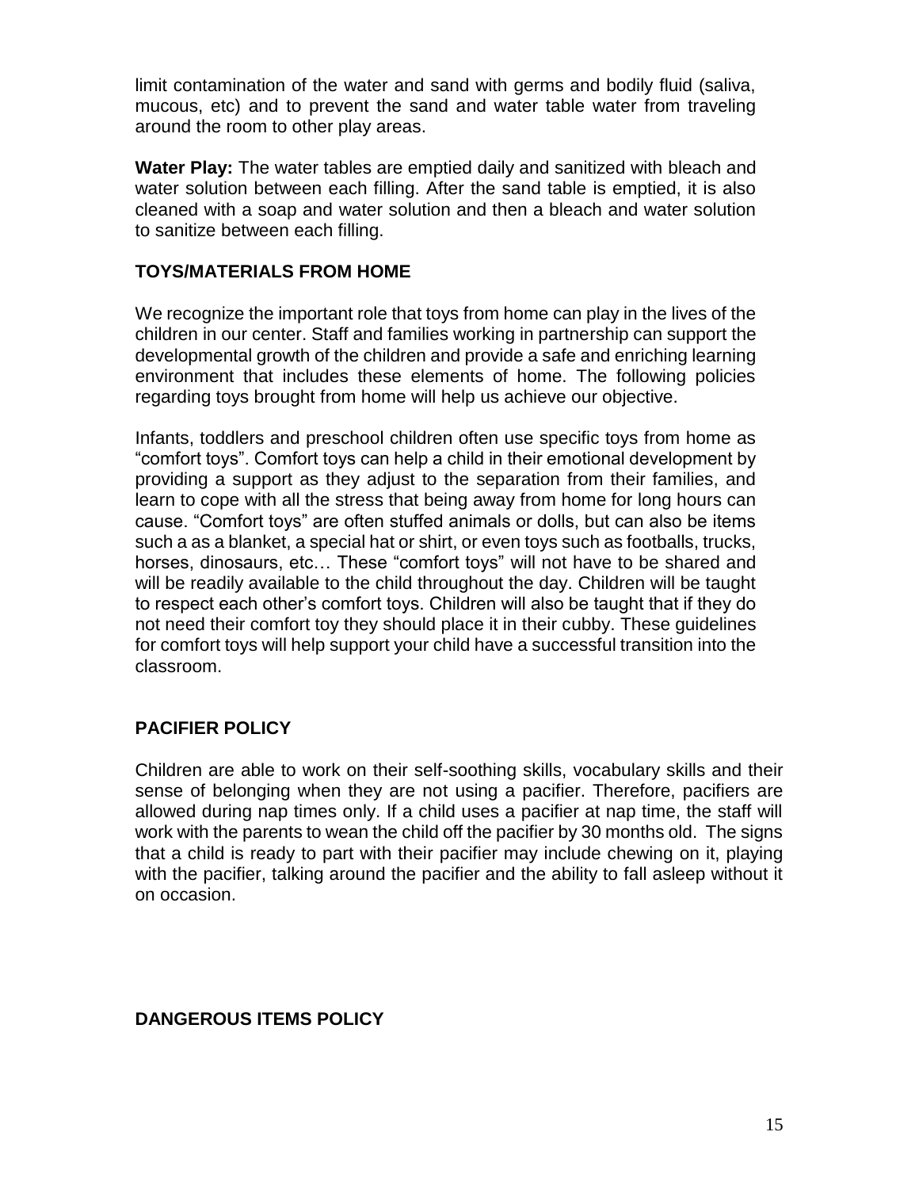limit contamination of the water and sand with germs and bodily fluid (saliva, mucous, etc) and to prevent the sand and water table water from traveling around the room to other play areas.

**Water Play:** The water tables are emptied daily and sanitized with bleach and water solution between each filling. After the sand table is emptied, it is also cleaned with a soap and water solution and then a bleach and water solution to sanitize between each filling.

## TOYS/MATERIALS FROM HOME

We recognize the important role that toys from home can play in the lives of the children in our center. Staff and families working in partnership can support the developmental growth of the children and provide a safe and enriching learning environment that includes these elements of home. The following policies regarding toys brought from home will help us achieve our objective.

Infants, toddlers and preschool children often use specific toys from home as "comfort toys". Comfort toys can help a child in their emotional development by providing a support as they adjust to the separation from their families, and learn to cope with all the stress that being away from home for long hours can cause. "Comfort toys" are often stuffed animals or dolls, but can also be items such a as a blanket, a special hat or shirt, or even toys such as footballs, trucks, horses, dinosaurs, etc… These "comfort toys" will not have to be shared and will be readily available to the child throughout the day. Children will be taught to respect each other's comfort toys. Children will also be taught that if they do not need their comfort toy they should place it in their cubby. These guidelines for comfort toys will help support your child have a successful transition into the classroom.

## PACIFIER POLICY

Children are able to work on their self-soothing skills, vocabulary skills and their sense of belonging when they are not using a pacifier. Therefore, pacifiers are allowed during nap times only. If a child uses a pacifier at nap time, the staff will work with the parents to wean the child off the pacifier by 30 months old. The signs that a child is ready to part with their pacifier may include chewing on it, playing with the pacifier, talking around the pacifier and the ability to fall asleep without it on occasion.

## DANGEROUS ITEMS POLICY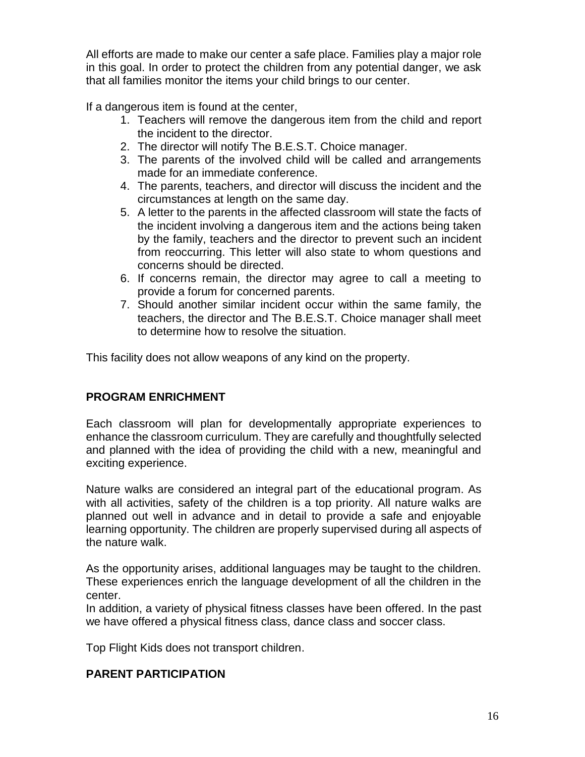All efforts are made to make our center a safe place. Families play a major role in this goal. In order to protect the children from any potential danger, we ask that all families monitor the items your child brings to our center.

If a dangerous item is found at the center,

1. Teachers will remove the dangerous item from the child and report the incident to the director.
2. The director will notify The B.E.S.T. Choice manager.
3. The parents of the involved child will be called and arrangements made for an immediate conference.
4. The parents, teachers, and director will discuss the incident and the circumstances at length on the same day.
5. A letter to the parents in the affected classroom will state the facts of the incident involving a dangerous item and the actions being taken by the family, teachers and the director to prevent such an incident from reoccurring. This letter will also state to whom questions and concerns should be directed.
6. If concerns remain, the director may agree to call a meeting to provide a forum for concerned parents.
7. Should another similar incident occur within the same family, the teachers, the director and The B.E.S.T. Choice manager shall meet to determine how to resolve the situation.

This facility does not allow weapons of any kind on the property.

## PROGRAM ENRICHMENT

Each classroom will plan for developmentally appropriate experiences to enhance the classroom curriculum. They are carefully and thoughtfully selected and planned with the idea of providing the child with a new, meaningful and exciting experience.

Nature walks are considered an integral part of the educational program. As with all activities, safety of the children is a top priority. All nature walks are planned out well in advance and in detail to provide a safe and enjoyable learning opportunity. The children are properly supervised during all aspects of the nature walk.

As the opportunity arises, additional languages may be taught to the children. These experiences enrich the language development of all the children in the center.
In addition, a variety of physical fitness classes have been offered. In the past we have offered a physical fitness class, dance class and soccer class.

Top Flight Kids does not transport children.

## PARENT PARTICIPATION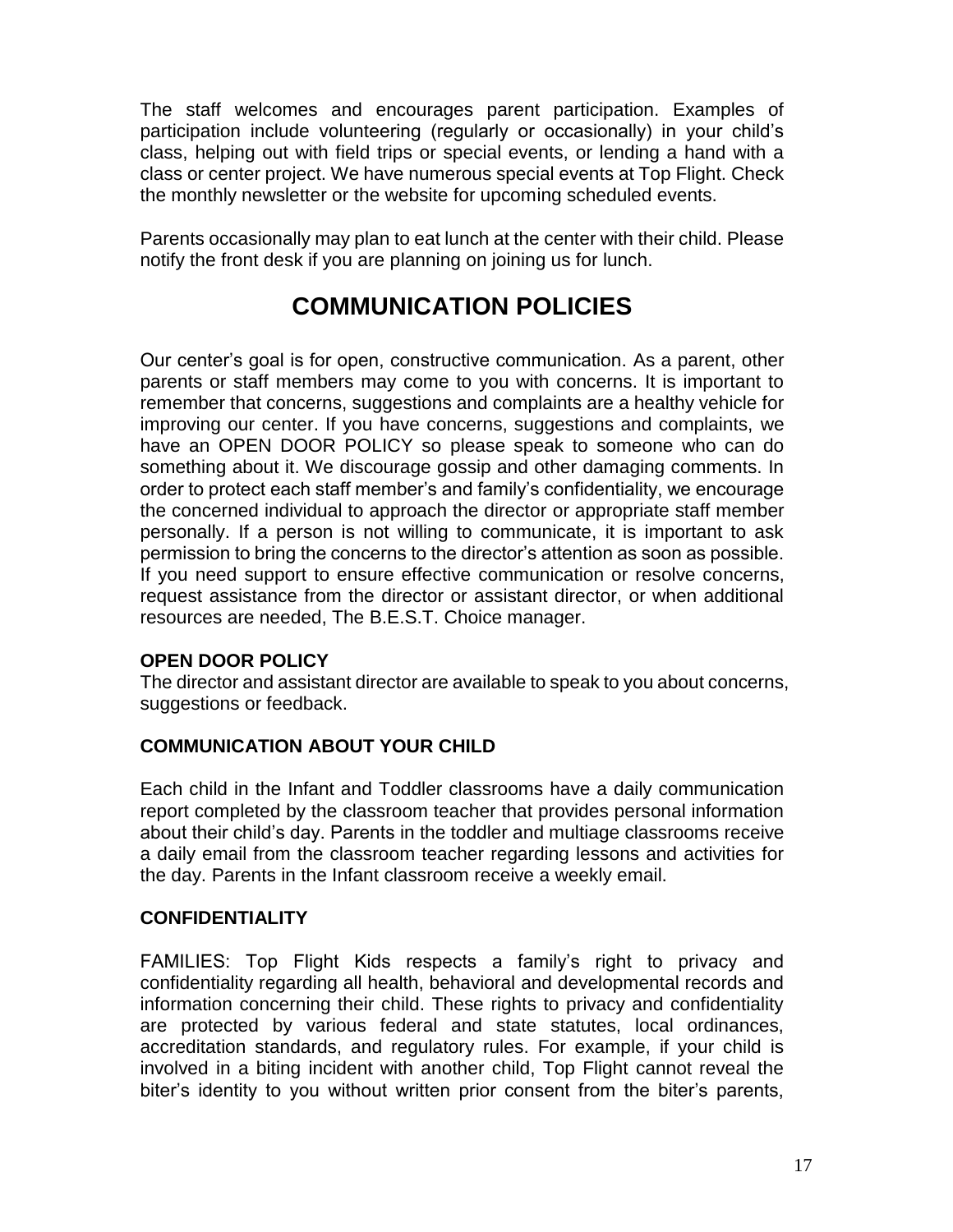The staff welcomes and encourages parent participation. Examples of participation include volunteering (regularly or occasionally) in your child's class, helping out with field trips or special events, or lending a hand with a class or center project. We have numerous special events at Top Flight. Check the monthly newsletter or the website for upcoming scheduled events.

Parents occasionally may plan to eat lunch at the center with their child. Please notify the front desk if you are planning on joining us for lunch.

# COMMUNICATION POLICIES

Our center's goal is for open, constructive communication. As a parent, other parents or staff members may come to you with concerns. It is important to remember that concerns, suggestions and complaints are a healthy vehicle for improving our center. If you have concerns, suggestions and complaints, we have an OPEN DOOR POLICY so please speak to someone who can do something about it. We discourage gossip and other damaging comments. In order to protect each staff member's and family's confidentiality, we encourage the concerned individual to approach the director or appropriate staff member personally. If a person is not willing to communicate, it is important to ask permission to bring the concerns to the director's attention as soon as possible. If you need support to ensure effective communication or resolve concerns, request assistance from the director or assistant director, or when additional resources are needed, The B.E.S.T. Choice manager.

### OPEN DOOR POLICY

The director and assistant director are available to speak to you about concerns, suggestions or feedback.

### COMMUNICATION ABOUT YOUR CHILD

Each child in the Infant and Toddler classrooms have a daily communication report completed by the classroom teacher that provides personal information about their child's day. Parents in the toddler and multiage classrooms receive a daily email from the classroom teacher regarding lessons and activities for the day. Parents in the Infant classroom receive a weekly email.

### CONFIDENTIALITY

FAMILIES: Top Flight Kids respects a family's right to privacy and confidentiality regarding all health, behavioral and developmental records and information concerning their child. These rights to privacy and confidentiality are protected by various federal and state statutes, local ordinances, accreditation standards, and regulatory rules. For example, if your child is involved in a biting incident with another child, Top Flight cannot reveal the biter's identity to you without written prior consent from the biter's parents,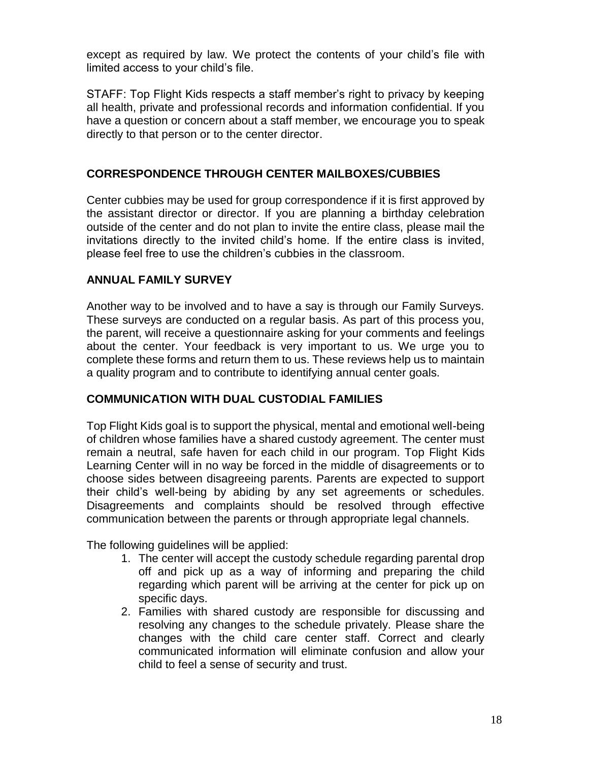except as required by law. We protect the contents of your child's file with limited access to your child's file.

STAFF: Top Flight Kids respects a staff member's right to privacy by keeping all health, private and professional records and information confidential. If you have a question or concern about a staff member, we encourage you to speak directly to that person or to the center director.

## CORRESPONDENCE THROUGH CENTER MAILBOXES/CUBBIES

Center cubbies may be used for group correspondence if it is first approved by the assistant director or director. If you are planning a birthday celebration outside of the center and do not plan to invite the entire class, please mail the invitations directly to the invited child's home. If the entire class is invited, please feel free to use the children's cubbies in the classroom.

## ANNUAL FAMILY SURVEY

Another way to be involved and to have a say is through our Family Surveys. These surveys are conducted on a regular basis. As part of this process you, the parent, will receive a questionnaire asking for your comments and feelings about the center. Your feedback is very important to us. We urge you to complete these forms and return them to us. These reviews help us to maintain a quality program and to contribute to identifying annual center goals.

## COMMUNICATION WITH DUAL CUSTODIAL FAMILIES

Top Flight Kids goal is to support the physical, mental and emotional well-being of children whose families have a shared custody agreement. The center must remain a neutral, safe haven for each child in our program. Top Flight Kids Learning Center will in no way be forced in the middle of disagreements or to choose sides between disagreeing parents. Parents are expected to support their child's well-being by abiding by any set agreements or schedules. Disagreements and complaints should be resolved through effective communication between the parents or through appropriate legal channels.

The following guidelines will be applied:

1. The center will accept the custody schedule regarding parental drop off and pick up as a way of informing and preparing the child regarding which parent will be arriving at the center for pick up on specific days.
2. Families with shared custody are responsible for discussing and resolving any changes to the schedule privately. Please share the changes with the child care center staff. Correct and clearly communicated information will eliminate confusion and allow your child to feel a sense of security and trust.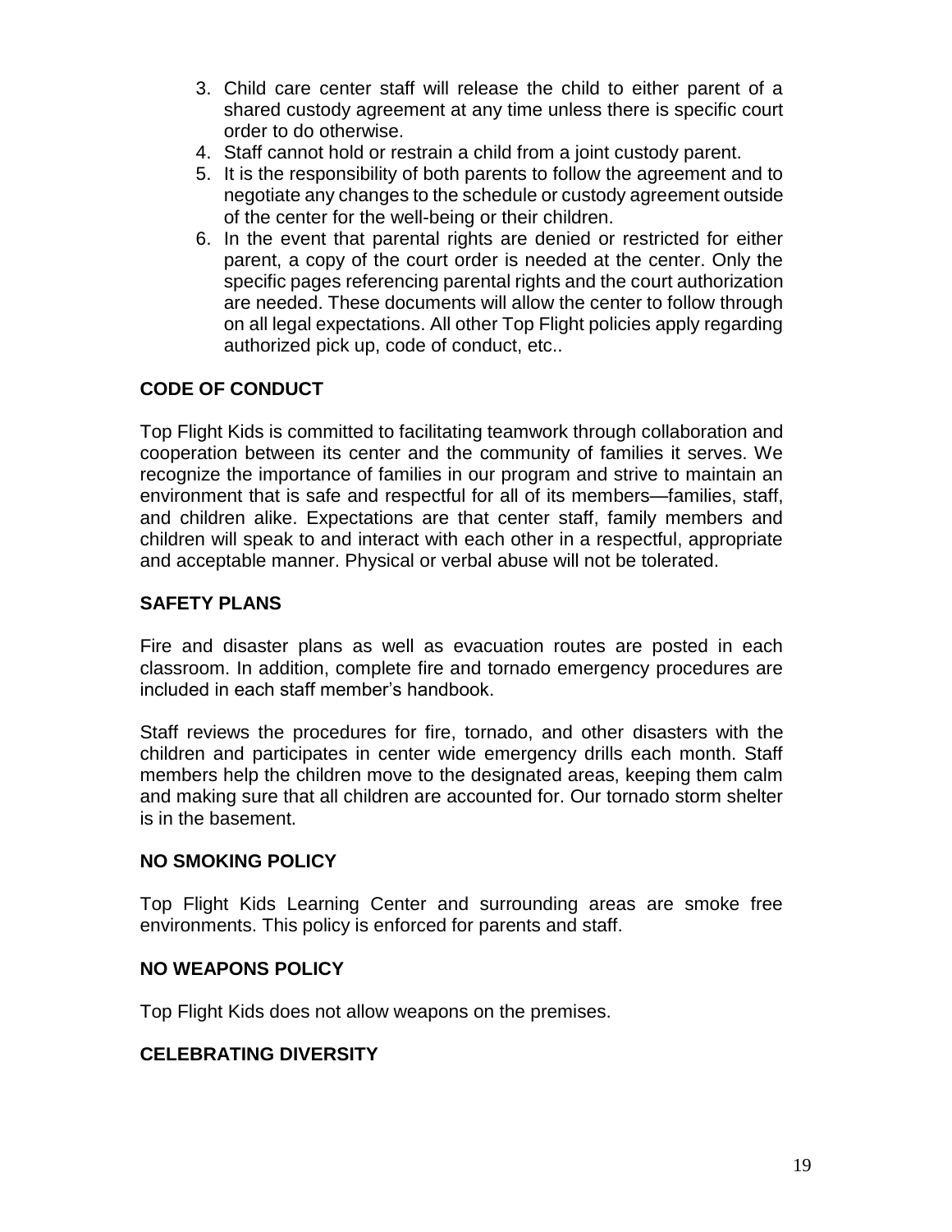3. Child care center staff will release the child to either parent of a shared custody agreement at any time unless there is specific court order to do otherwise.
4. Staff cannot hold or restrain a child from a joint custody parent.
5. It is the responsibility of both parents to follow the agreement and to negotiate any changes to the schedule or custody agreement outside of the center for the well-being or their children.
6. In the event that parental rights are denied or restricted for either parent, a copy of the court order is needed at the center. Only the specific pages referencing parental rights and the court authorization are needed. These documents will allow the center to follow through on all legal expectations. All other Top Flight policies apply regarding authorized pick up, code of conduct, etc..

## CODE OF CONDUCT

Top Flight Kids is committed to facilitating teamwork through collaboration and cooperation between its center and the community of families it serves. We recognize the importance of families in our program and strive to maintain an environment that is safe and respectful for all of its members—families, staff, and children alike. Expectations are that center staff, family members and children will speak to and interact with each other in a respectful, appropriate and acceptable manner. Physical or verbal abuse will not be tolerated.

## SAFETY PLANS

Fire and disaster plans as well as evacuation routes are posted in each classroom. In addition, complete fire and tornado emergency procedures are included in each staff member's handbook.

Staff reviews the procedures for fire, tornado, and other disasters with the children and participates in center wide emergency drills each month. Staff members help the children move to the designated areas, keeping them calm and making sure that all children are accounted for. Our tornado storm shelter is in the basement.

## NO SMOKING POLICY

Top Flight Kids Learning Center and surrounding areas are smoke free environments. This policy is enforced for parents and staff.

## NO WEAPONS POLICY

Top Flight Kids does not allow weapons on the premises.

## CELEBRATING DIVERSITY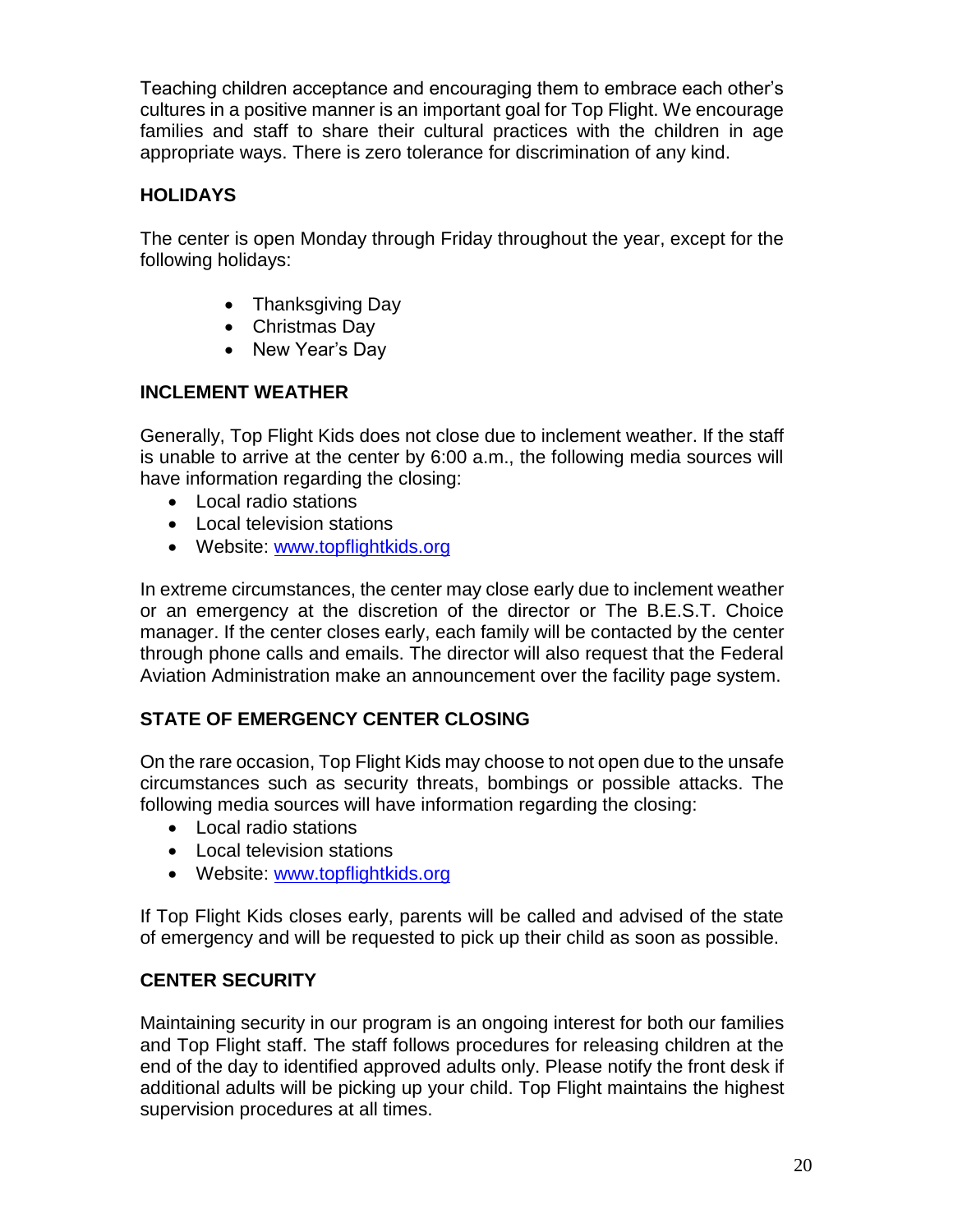Teaching children acceptance and encouraging them to embrace each other's cultures in a positive manner is an important goal for Top Flight. We encourage families and staff to share their cultural practices with the children in age appropriate ways. There is zero tolerance for discrimination of any kind.

## HOLIDAYS

The center is open Monday through Friday throughout the year, except for the following holidays:

- Thanksgiving Day
- Christmas Day
- New Year's Day

## INCLEMENT WEATHER

Generally, Top Flight Kids does not close due to inclement weather. If the staff is unable to arrive at the center by 6:00 a.m., the following media sources will have information regarding the closing:

- Local radio stations
- Local television stations
- Website: www.topflightkids.org

In extreme circumstances, the center may close early due to inclement weather or an emergency at the discretion of the director or The B.E.S.T. Choice manager. If the center closes early, each family will be contacted by the center through phone calls and emails. The director will also request that the Federal Aviation Administration make an announcement over the facility page system.

## STATE OF EMERGENCY CENTER CLOSING

On the rare occasion, Top Flight Kids may choose to not open due to the unsafe circumstances such as security threats, bombings or possible attacks. The following media sources will have information regarding the closing:

- Local radio stations
- Local television stations
- Website: www.topflightkids.org

If Top Flight Kids closes early, parents will be called and advised of the state of emergency and will be requested to pick up their child as soon as possible.

## CENTER SECURITY

Maintaining security in our program is an ongoing interest for both our families and Top Flight staff. The staff follows procedures for releasing children at the end of the day to identified approved adults only. Please notify the front desk if additional adults will be picking up your child. Top Flight maintains the highest supervision procedures at all times.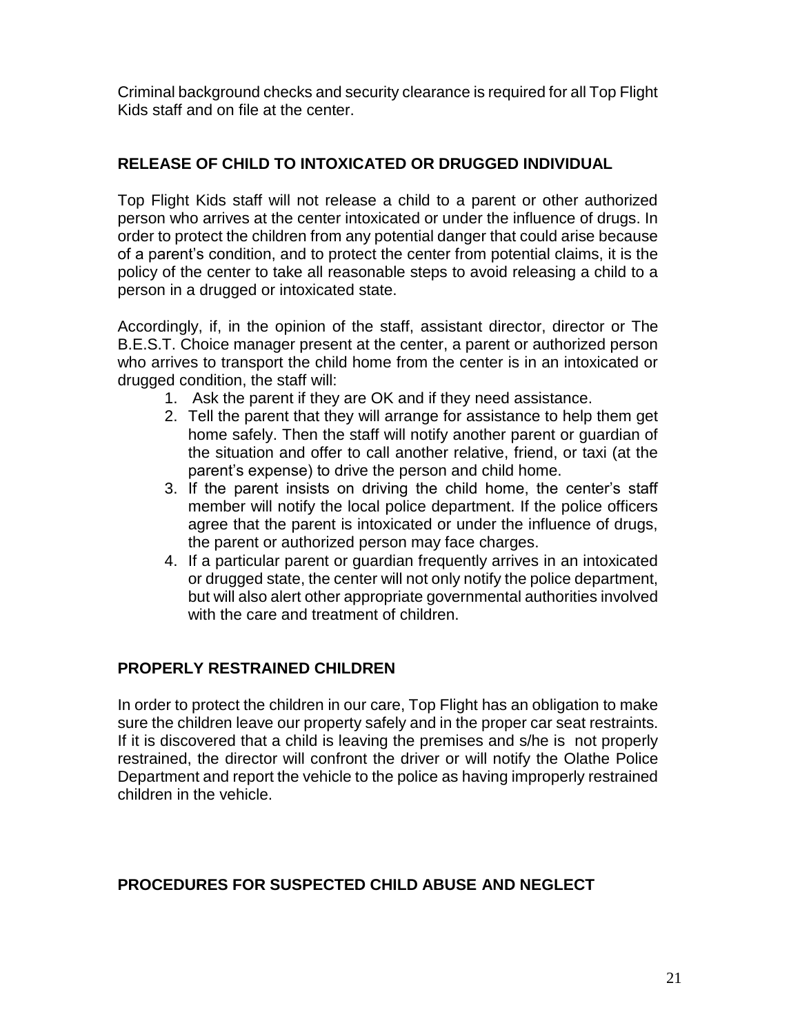Criminal background checks and security clearance is required for all Top Flight Kids staff and on file at the center.

## RELEASE OF CHILD TO INTOXICATED OR DRUGGED INDIVIDUAL

Top Flight Kids staff will not release a child to a parent or other authorized person who arrives at the center intoxicated or under the influence of drugs. In order to protect the children from any potential danger that could arise because of a parent's condition, and to protect the center from potential claims, it is the policy of the center to take all reasonable steps to avoid releasing a child to a person in a drugged or intoxicated state.

Accordingly, if, in the opinion of the staff, assistant director, director or The B.E.S.T. Choice manager present at the center, a parent or authorized person who arrives to transport the child home from the center is in an intoxicated or drugged condition, the staff will:

1. Ask the parent if they are OK and if they need assistance.
2. Tell the parent that they will arrange for assistance to help them get home safely. Then the staff will notify another parent or guardian of the situation and offer to call another relative, friend, or taxi (at the parent's expense) to drive the person and child home.
3. If the parent insists on driving the child home, the center's staff member will notify the local police department. If the police officers agree that the parent is intoxicated or under the influence of drugs, the parent or authorized person may face charges.
4. If a particular parent or guardian frequently arrives in an intoxicated or drugged state, the center will not only notify the police department, but will also alert other appropriate governmental authorities involved with the care and treatment of children.

## PROPERLY RESTRAINED CHILDREN

In order to protect the children in our care, Top Flight has an obligation to make sure the children leave our property safely and in the proper car seat restraints. If it is discovered that a child is leaving the premises and s/he is not properly restrained, the director will confront the driver or will notify the Olathe Police Department and report the vehicle to the police as having improperly restrained children in the vehicle.

## PROCEDURES FOR SUSPECTED CHILD ABUSE AND NEGLECT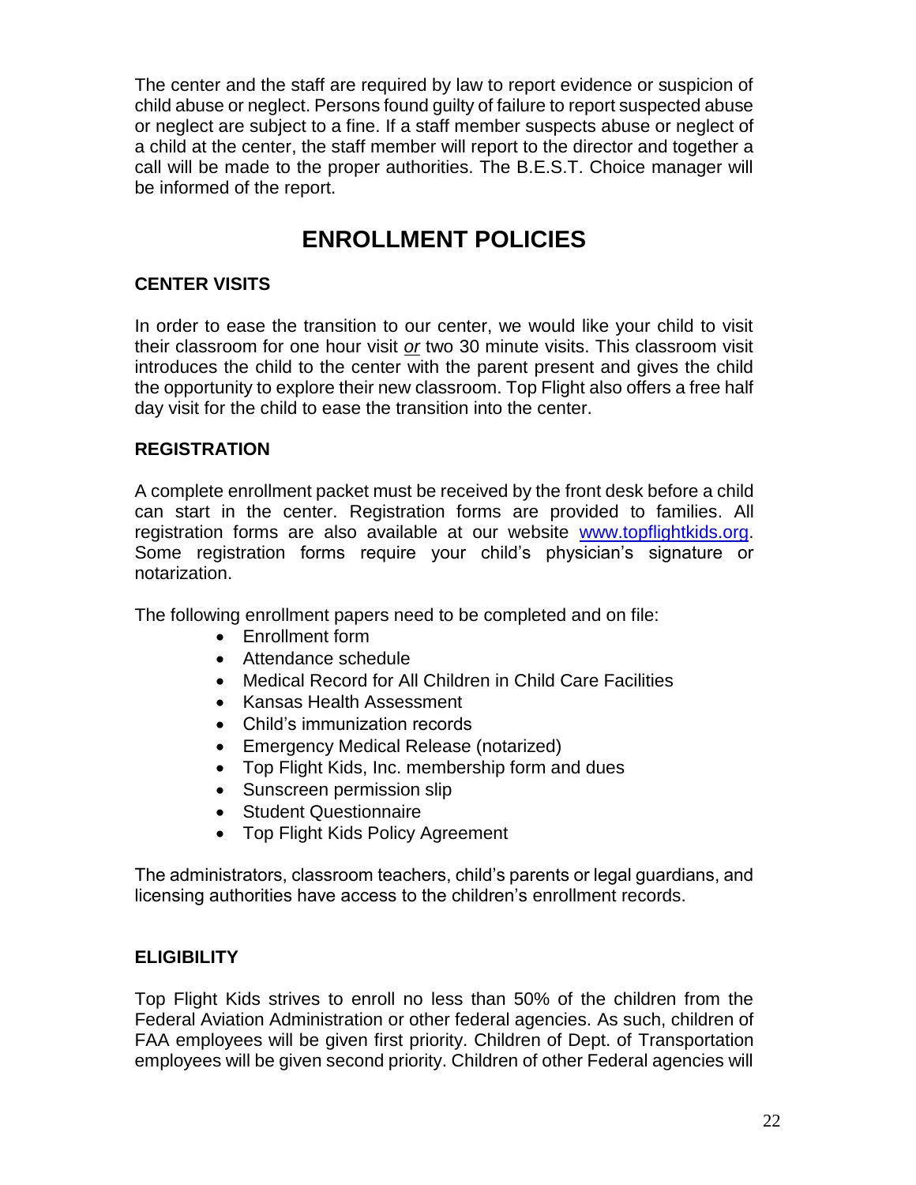The center and the staff are required by law to report evidence or suspicion of child abuse or neglect. Persons found guilty of failure to report suspected abuse or neglect are subject to a fine. If a staff member suspects abuse or neglect of a child at the center, the staff member will report to the director and together a call will be made to the proper authorities. The B.E.S.T. Choice manager will be informed of the report.

# ENROLLMENT POLICIES

### CENTER VISITS

In order to ease the transition to our center, we would like your child to visit their classroom for one hour visit *or* two 30 minute visits. This classroom visit introduces the child to the center with the parent present and gives the child the opportunity to explore their new classroom. Top Flight also offers a free half day visit for the child to ease the transition into the center.

### REGISTRATION

A complete enrollment packet must be received by the front desk before a child can start in the center. Registration forms are provided to families. All registration forms are also available at our website [www.topflightkids.org](http://www.topflightkids.org). Some registration forms require your child's physician's signature or notarization.

The following enrollment papers need to be completed and on file:

- Enrollment form
- Attendance schedule
- Medical Record for All Children in Child Care Facilities
- Kansas Health Assessment
- Child's immunization records
- Emergency Medical Release (notarized)
- Top Flight Kids, Inc. membership form and dues
- Sunscreen permission slip
- Student Questionnaire
- Top Flight Kids Policy Agreement

The administrators, classroom teachers, child's parents or legal guardians, and licensing authorities have access to the children's enrollment records.

### ELIGIBILITY

Top Flight Kids strives to enroll no less than 50% of the children from the Federal Aviation Administration or other federal agencies. As such, children of FAA employees will be given first priority. Children of Dept. of Transportation employees will be given second priority. Children of other Federal agencies will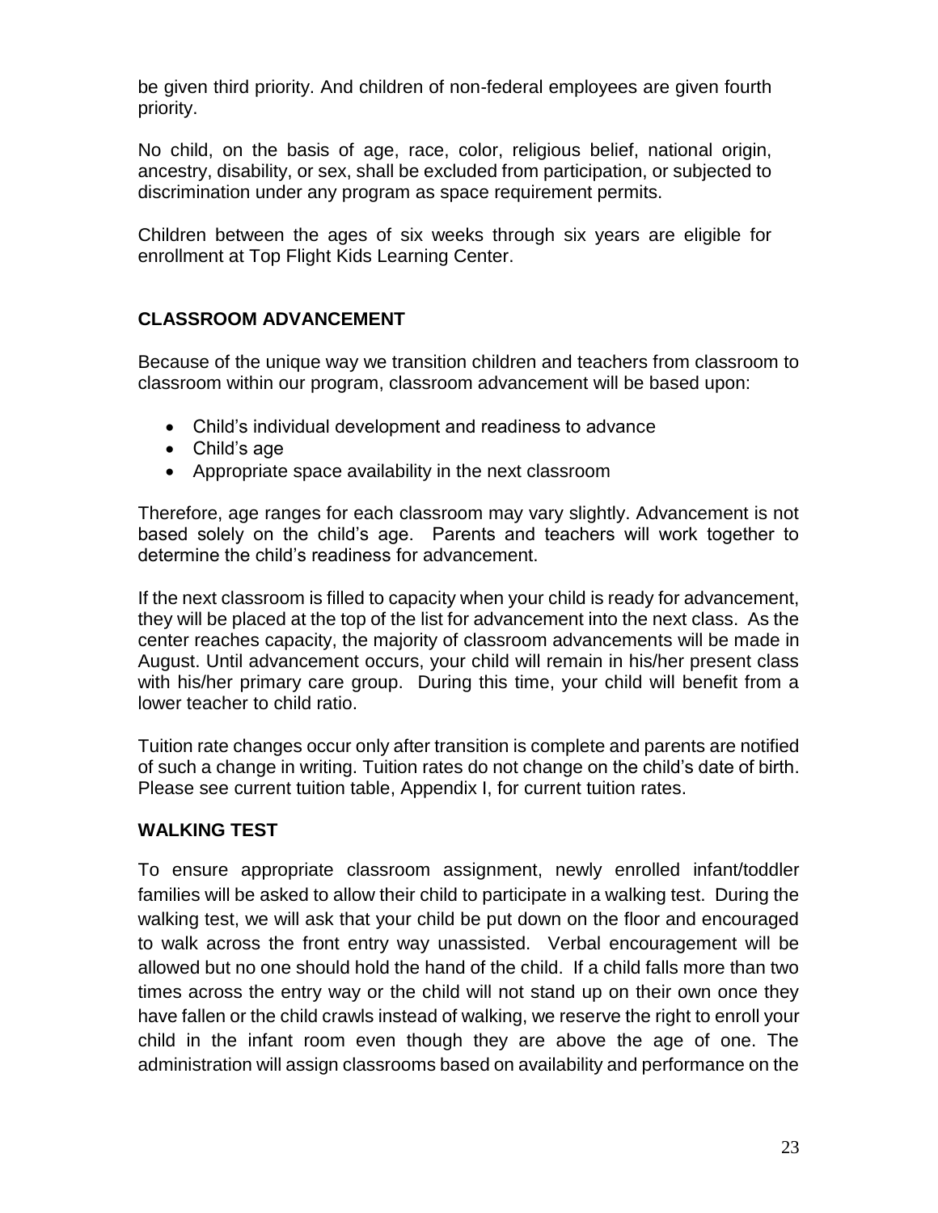be given third priority. And children of non-federal employees are given fourth priority.

No child, on the basis of age, race, color, religious belief, national origin, ancestry, disability, or sex, shall be excluded from participation, or subjected to discrimination under any program as space requirement permits.

Children between the ages of six weeks through six years are eligible for enrollment at Top Flight Kids Learning Center.

## CLASSROOM ADVANCEMENT

Because of the unique way we transition children and teachers from classroom to classroom within our program, classroom advancement will be based upon:

- Child's individual development and readiness to advance
- Child's age
- Appropriate space availability in the next classroom

Therefore, age ranges for each classroom may vary slightly. Advancement is not based solely on the child's age. Parents and teachers will work together to determine the child's readiness for advancement.

If the next classroom is filled to capacity when your child is ready for advancement, they will be placed at the top of the list for advancement into the next class. As the center reaches capacity, the majority of classroom advancements will be made in August. Until advancement occurs, your child will remain in his/her present class with his/her primary care group. During this time, your child will benefit from a lower teacher to child ratio.

Tuition rate changes occur only after transition is complete and parents are notified of such a change in writing. Tuition rates do not change on the child's date of birth. Please see current tuition table, Appendix I, for current tuition rates.

## WALKING TEST

To ensure appropriate classroom assignment, newly enrolled infant/toddler families will be asked to allow their child to participate in a walking test. During the walking test, we will ask that your child be put down on the floor and encouraged to walk across the front entry way unassisted. Verbal encouragement will be allowed but no one should hold the hand of the child. If a child falls more than two times across the entry way or the child will not stand up on their own once they have fallen or the child crawls instead of walking, we reserve the right to enroll your child in the infant room even though they are above the age of one. The administration will assign classrooms based on availability and performance on the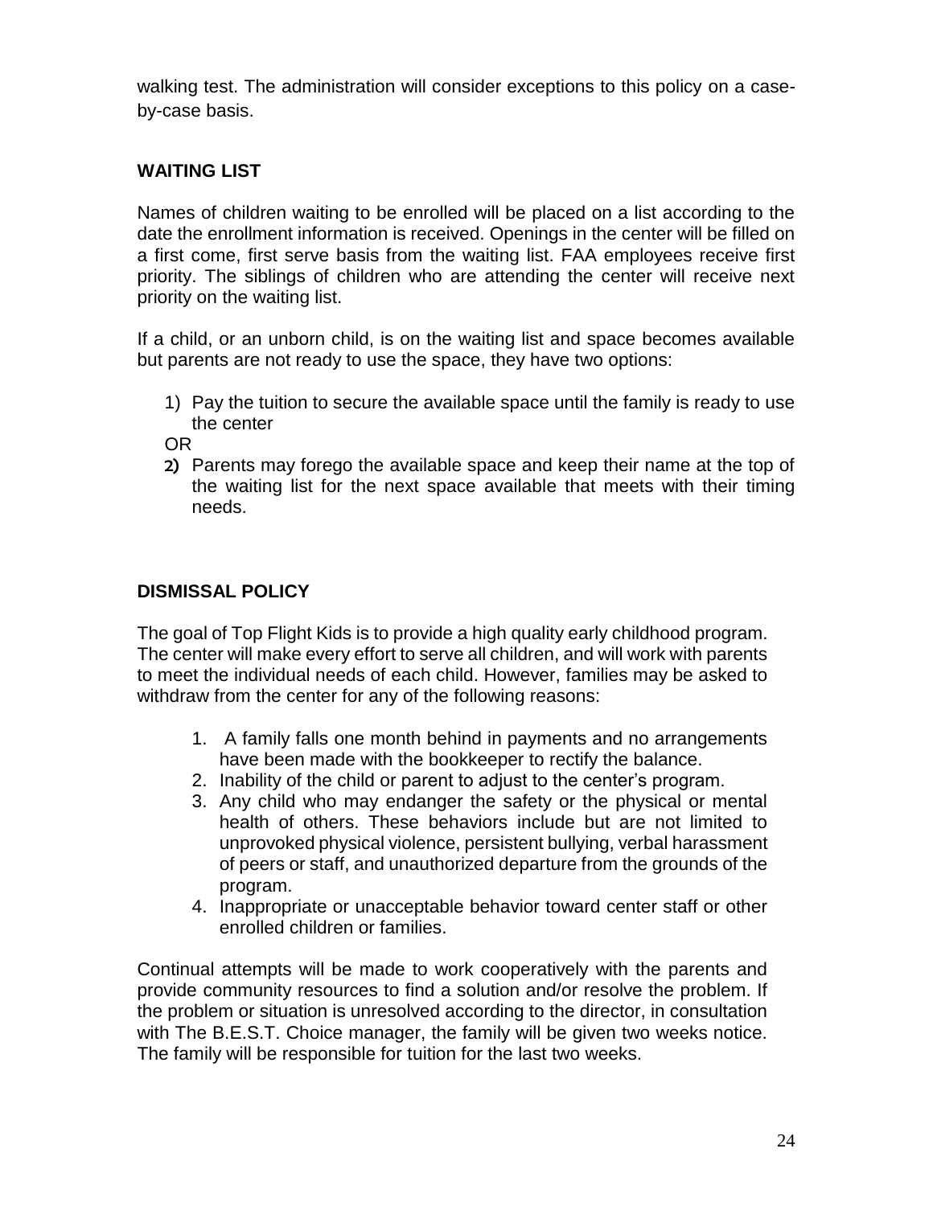walking test. The administration will consider exceptions to this policy on a case-by-case basis.

## WAITING LIST

Names of children waiting to be enrolled will be placed on a list according to the date the enrollment information is received. Openings in the center will be filled on a first come, first serve basis from the waiting list. FAA employees receive first priority. The siblings of children who are attending the center will receive next priority on the waiting list.

If a child, or an unborn child, is on the waiting list and space becomes available but parents are not ready to use the space, they have two options:

1) Pay the tuition to secure the available space until the family is ready to use the center

OR

2) Parents may forego the available space and keep their name at the top of the waiting list for the next space available that meets with their timing needs.

## DISMISSAL POLICY

The goal of Top Flight Kids is to provide a high quality early childhood program. The center will make every effort to serve all children, and will work with parents to meet the individual needs of each child. However, families may be asked to withdraw from the center for any of the following reasons:

1. A family falls one month behind in payments and no arrangements have been made with the bookkeeper to rectify the balance.
2. Inability of the child or parent to adjust to the center's program.
3. Any child who may endanger the safety or the physical or mental health of others. These behaviors include but are not limited to unprovoked physical violence, persistent bullying, verbal harassment of peers or staff, and unauthorized departure from the grounds of the program.
4. Inappropriate or unacceptable behavior toward center staff or other enrolled children or families.

Continual attempts will be made to work cooperatively with the parents and provide community resources to find a solution and/or resolve the problem. If the problem or situation is unresolved according to the director, in consultation with The B.E.S.T. Choice manager, the family will be given two weeks notice. The family will be responsible for tuition for the last two weeks.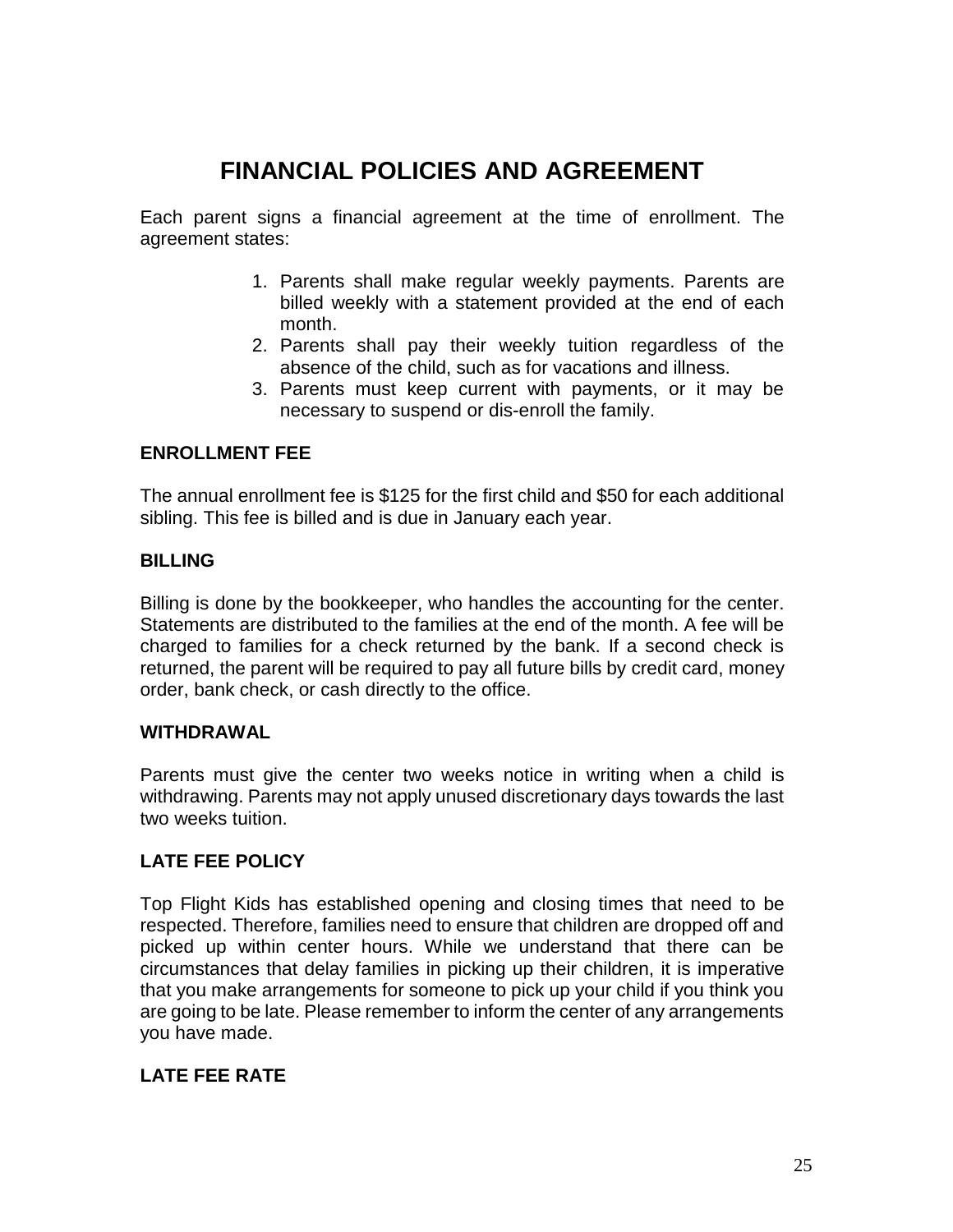# FINANCIAL POLICIES AND AGREEMENT

Each parent signs a financial agreement at the time of enrollment. The agreement states:

1. Parents shall make regular weekly payments. Parents are billed weekly with a statement provided at the end of each month.
2. Parents shall pay their weekly tuition regardless of the absence of the child, such as for vacations and illness.
3. Parents must keep current with payments, or it may be necessary to suspend or dis-enroll the family.

### ENROLLMENT FEE

The annual enrollment fee is $125 for the first child and $50 for each additional sibling. This fee is billed and is due in January each year.

### BILLING

Billing is done by the bookkeeper, who handles the accounting for the center. Statements are distributed to the families at the end of the month. A fee will be charged to families for a check returned by the bank. If a second check is returned, the parent will be required to pay all future bills by credit card, money order, bank check, or cash directly to the office.

### WITHDRAWAL

Parents must give the center two weeks notice in writing when a child is withdrawing. Parents may not apply unused discretionary days towards the last two weeks tuition.

### LATE FEE POLICY

Top Flight Kids has established opening and closing times that need to be respected. Therefore, families need to ensure that children are dropped off and picked up within center hours. While we understand that there can be circumstances that delay families in picking up their children, it is imperative that you make arrangements for someone to pick up your child if you think you are going to be late. Please remember to inform the center of any arrangements you have made.

### LATE FEE RATE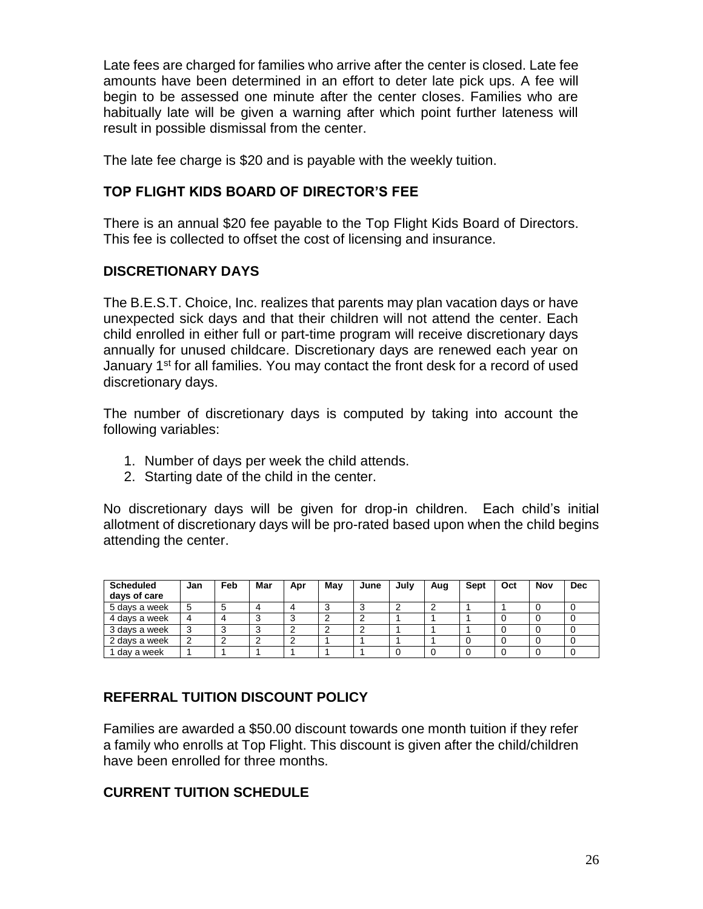Late fees are charged for families who arrive after the center is closed. Late fee amounts have been determined in an effort to deter late pick ups. A fee will begin to be assessed one minute after the center closes. Families who are habitually late will be given a warning after which point further lateness will result in possible dismissal from the center.

The late fee charge is $20 and is payable with the weekly tuition.

## TOP FLIGHT KIDS BOARD OF DIRECTOR'S FEE

There is an annual $20 fee payable to the Top Flight Kids Board of Directors. This fee is collected to offset the cost of licensing and insurance.

## DISCRETIONARY DAYS

The B.E.S.T. Choice, Inc. realizes that parents may plan vacation days or have unexpected sick days and that their children will not attend the center. Each child enrolled in either full or part-time program will receive discretionary days annually for unused childcare. Discretionary days are renewed each year on January 1st for all families. You may contact the front desk for a record of used discretionary days.

The number of discretionary days is computed by taking into account the following variables:

1. Number of days per week the child attends.
2. Starting date of the child in the center.

No discretionary days will be given for drop-in children. Each child's initial allotment of discretionary days will be pro-rated based upon when the child begins attending the center.

| Scheduled days of care | Jan | Feb | Mar | Apr | May | June | July | Aug | Sept | Oct | Nov | Dec |
|---|---|---|---|---|---|---|---|---|---|---|---|---|
| 5 days a week | 5 | 5 | 4 | 4 | 3 | 3 | 2 | 2 | 1 | 1 | 0 | 0 |
| 4 days a week | 4 | 4 | 3 | 3 | 2 | 2 | 1 | 1 | 1 | 0 | 0 | 0 |
| 3 days a week | 3 | 3 | 3 | 2 | 2 | 2 | 1 | 1 | 1 | 0 | 0 | 0 |
| 2 days a week | 2 | 2 | 2 | 2 | 1 | 1 | 1 | 1 | 0 | 0 | 0 | 0 |
| 1 day a week | 1 | 1 | 1 | 1 | 1 | 1 | 0 | 0 | 0 | 0 | 0 | 0 |

## REFERRAL TUITION DISCOUNT POLICY

Families are awarded a $50.00 discount towards one month tuition if they refer a family who enrolls at Top Flight. This discount is given after the child/children have been enrolled for three months.

## CURRENT TUITION SCHEDULE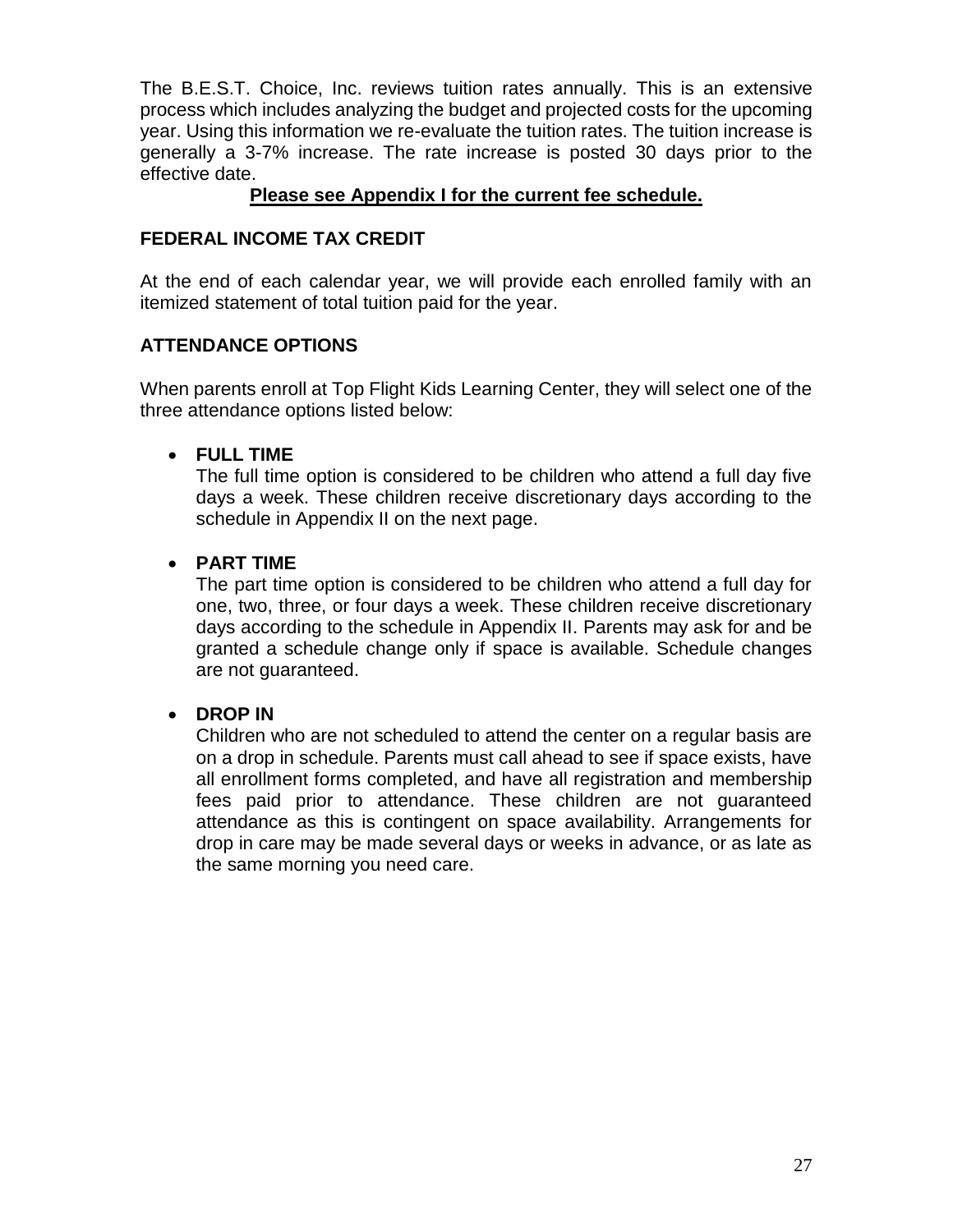The B.E.S.T. Choice, Inc. reviews tuition rates annually. This is an extensive process which includes analyzing the budget and projected costs for the upcoming year. Using this information we re-evaluate the tuition rates. The tuition increase is generally a 3-7% increase. The rate increase is posted 30 days prior to the effective date.

**Please see Appendix I for the current fee schedule.**

## FEDERAL INCOME TAX CREDIT

At the end of each calendar year, we will provide each enrolled family with an itemized statement of total tuition paid for the year.

## ATTENDANCE OPTIONS

When parents enroll at Top Flight Kids Learning Center, they will select one of the three attendance options listed below:

- **FULL TIME**
  The full time option is considered to be children who attend a full day five days a week. These children receive discretionary days according to the schedule in Appendix II on the next page.

- **PART TIME**
  The part time option is considered to be children who attend a full day for one, two, three, or four days a week. These children receive discretionary days according to the schedule in Appendix II. Parents may ask for and be granted a schedule change only if space is available. Schedule changes are not guaranteed.

- **DROP IN**
  Children who are not scheduled to attend the center on a regular basis are on a drop in schedule. Parents must call ahead to see if space exists, have all enrollment forms completed, and have all registration and membership fees paid prior to attendance. These children are not guaranteed attendance as this is contingent on space availability. Arrangements for drop in care may be made several days or weeks in advance, or as late as the same morning you need care.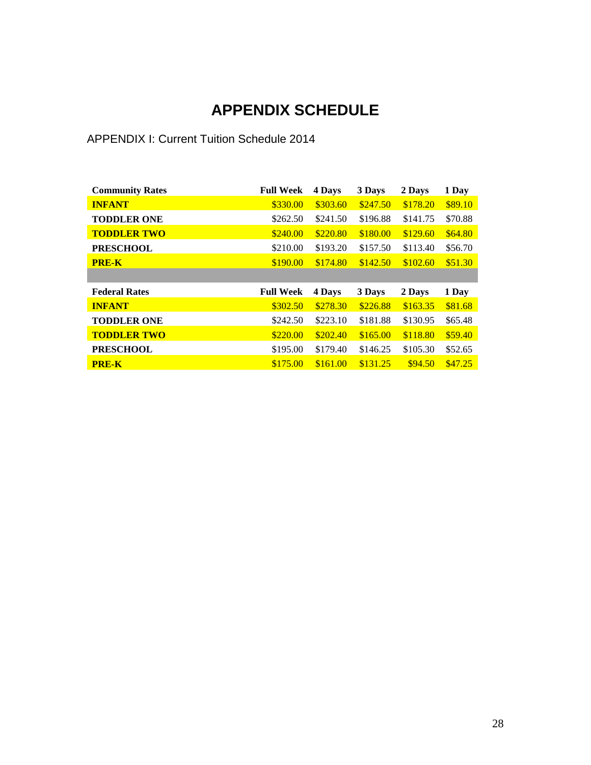# APPENDIX SCHEDULE

APPENDIX I: Current Tuition Schedule 2014

| Community Rates | Full Week | 4 Days | 3 Days | 2 Days | 1 Day |
|---|---|---|---|---|---|
| **INFANT** | $330.00 | $303.60 | $247.50 | $178.20 | $89.10 |
| **TODDLER ONE** | $262.50 | $241.50 | $196.88 | $141.75 | $70.88 |
| **TODDLER TWO** | $240.00 | $220.80 | $180.00 | $129.60 | $64.80 |
| **PRESCHOOL** | $210.00 | $193.20 | $157.50 | $113.40 | $56.70 |
| **PRE-K** | $190.00 | $174.80 | $142.50 | $102.60 | $51.30 |

| Federal Rates | Full Week | 4 Days | 3 Days | 2 Days | 1 Day |
|---|---|---|---|---|---|
| **INFANT** | $302.50 | $278.30 | $226.88 | $163.35 | $81.68 |
| **TODDLER ONE** | $242.50 | $223.10 | $181.88 | $130.95 | $65.48 |
| **TODDLER TWO** | $220.00 | $202.40 | $165.00 | $118.80 | $59.40 |
| **PRESCHOOL** | $195.00 | $179.40 | $146.25 | $105.30 | $52.65 |
| **PRE-K** | $175.00 | $161.00 | $131.25 | $94.50 | $47.25 |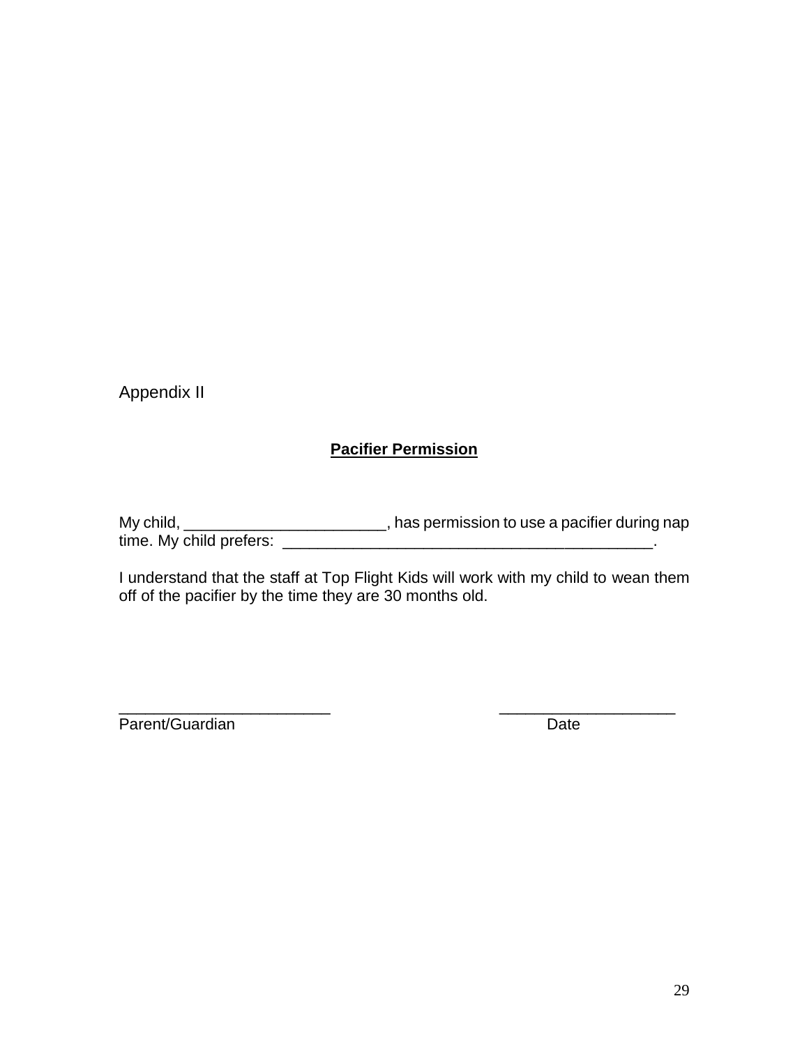Appendix II

**Pacifier Permission**

My child, _______________________, has permission to use a pacifier during nap time. My child prefers: ____________________________________________.

I understand that the staff at Top Flight Kids will work with my child to wean them off of the pacifier by the time they are 30 months old.

________________________ &nbsp;&nbsp;&nbsp;&nbsp;&nbsp;&nbsp;&nbsp;&nbsp;&nbsp;&nbsp;&nbsp;&nbsp;&nbsp;&nbsp;&nbsp;&nbsp;&nbsp;&nbsp;&nbsp;&nbsp; ____________________

Parent/Guardian &nbsp;&nbsp;&nbsp;&nbsp;&nbsp;&nbsp;&nbsp;&nbsp;&nbsp;&nbsp;&nbsp;&nbsp;&nbsp;&nbsp;&nbsp;&nbsp;&nbsp;&nbsp;&nbsp;&nbsp;&nbsp;&nbsp;&nbsp;&nbsp;&nbsp;&nbsp;&nbsp;&nbsp;&nbsp;&nbsp;&nbsp;&nbsp;&nbsp;&nbsp;&nbsp;&nbsp; Date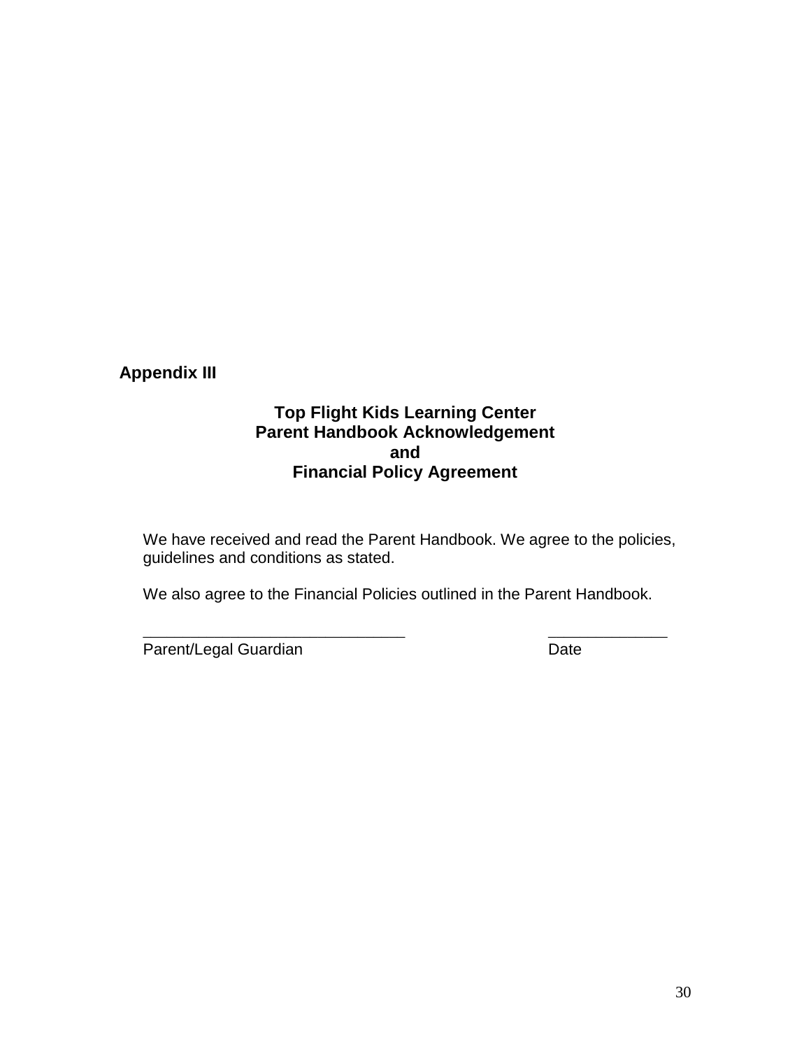## Appendix III

### Top Flight Kids Learning Center
### Parent Handbook Acknowledgement
### and
### Financial Policy Agreement

We have received and read the Parent Handbook. We agree to the policies, guidelines and conditions as stated.

We also agree to the Financial Policies outlined in the Parent Handbook.

______________________________ ______________

Parent/Legal Guardian Date